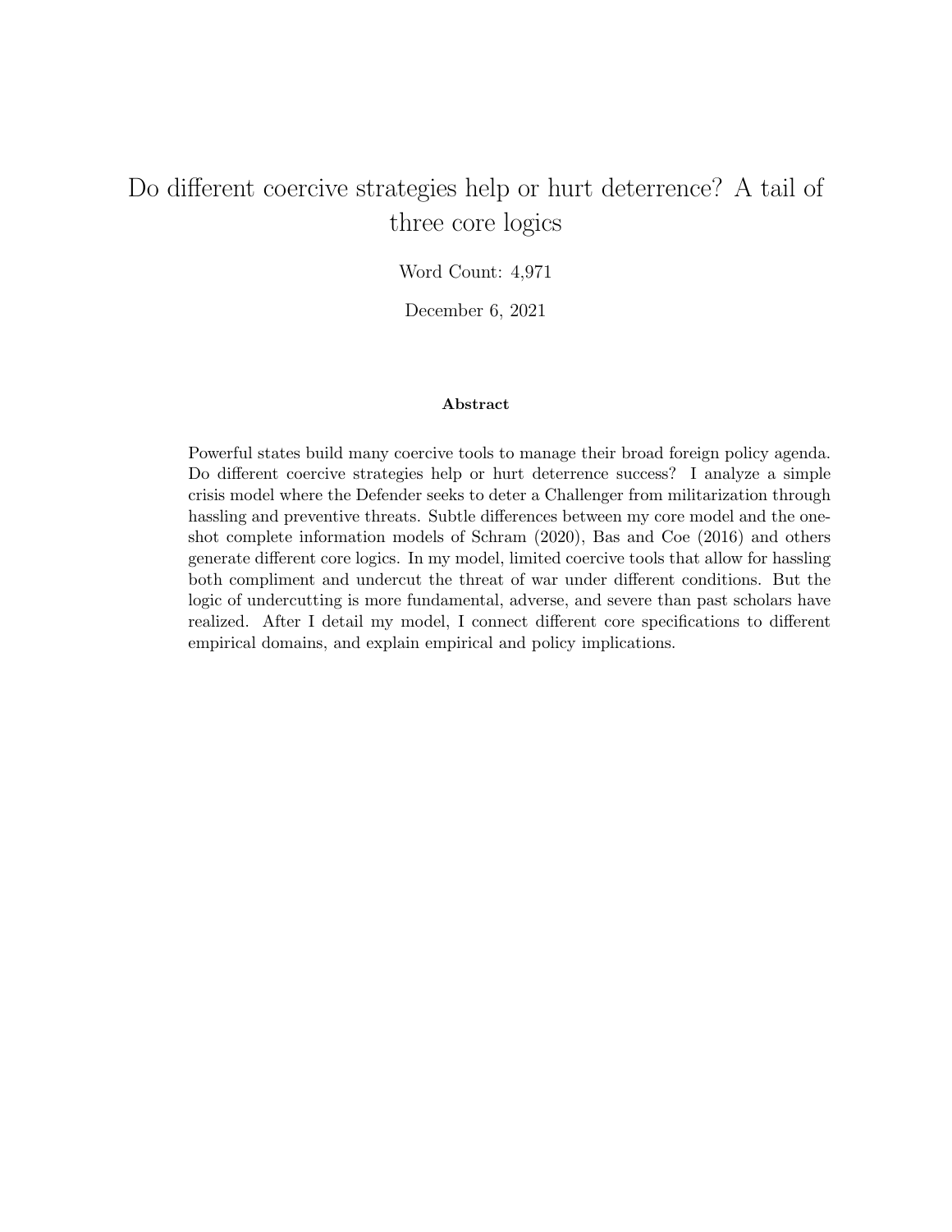# Do different coercive strategies help or hurt deterrence? A tail of three core logics

Word Count: 4,971

December 6, 2021

**Abstract**

Powerful states build many coercive tools to manage their broad foreign policy agenda. Do different coercive strategies help or hurt deterrence success? I analyze a simple crisis model where the Defender seeks to deter a Challenger from militarization through hassling and preventive threats. Subtle differences between my core model and the one-shot complete information models of Schram (2020), Bas and Coe (2016) and others generate different core logics. In my model, limited coercive tools that allow for hassling both compliment and undercut the threat of war under different conditions. But the logic of undercutting is more fundamental, adverse, and severe than past scholars have realized. After I detail my model, I connect different core specifications to different empirical domains, and explain empirical and policy implications.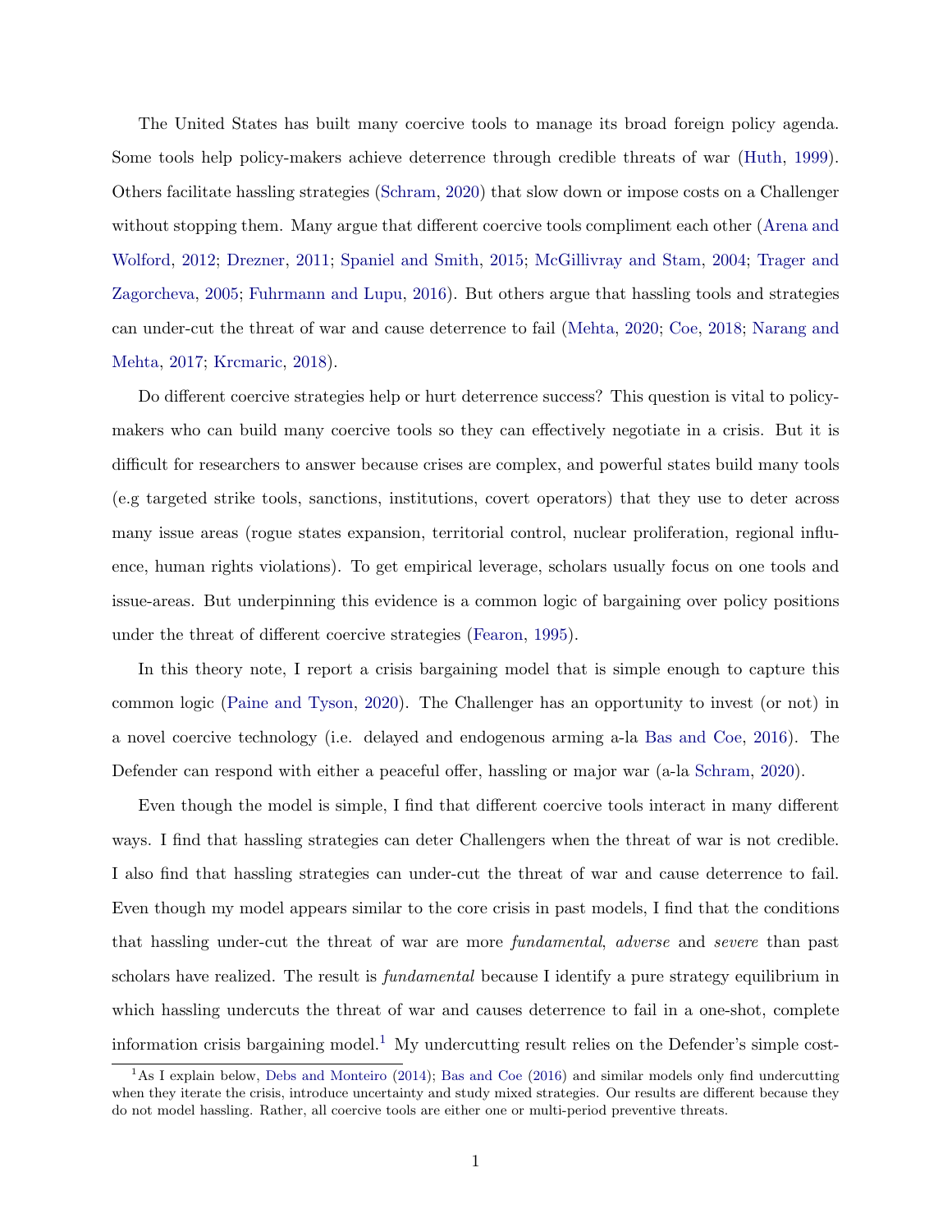The United States has built many coercive tools to manage its broad foreign policy agenda. Some tools help policy-makers achieve deterrence through credible threats of war (Huth, 1999). Others facilitate hassling strategies (Schram, 2020) that slow down or impose costs on a Challenger without stopping them. Many argue that different coercive tools compliment each other (Arena and Wolford, 2012; Drezner, 2011; Spaniel and Smith, 2015; McGillivray and Stam, 2004; Trager and Zagorcheva, 2005; Fuhrmann and Lupu, 2016). But others argue that hassling tools and strategies can under-cut the threat of war and cause deterrence to fail (Mehta, 2020; Coe, 2018; Narang and Mehta, 2017; Krcmaric, 2018).

Do different coercive strategies help or hurt deterrence success? This question is vital to policy-makers who can build many coercive tools so they can effectively negotiate in a crisis. But it is difficult for researchers to answer because crises are complex, and powerful states build many tools (e.g targeted strike tools, sanctions, institutions, covert operators) that they use to deter across many issue areas (rogue states expansion, territorial control, nuclear proliferation, regional influence, human rights violations). To get empirical leverage, scholars usually focus on one tools and issue-areas. But underpinning this evidence is a common logic of bargaining over policy positions under the threat of different coercive strategies (Fearon, 1995).

In this theory note, I report a crisis bargaining model that is simple enough to capture this common logic (Paine and Tyson, 2020). The Challenger has an opportunity to invest (or not) in a novel coercive technology (i.e. delayed and endogenous arming a-la Bas and Coe, 2016). The Defender can respond with either a peaceful offer, hassling or major war (a-la Schram, 2020).

Even though the model is simple, I find that different coercive tools interact in many different ways. I find that hassling strategies can deter Challengers when the threat of war is not credible. I also find that hassling strategies can under-cut the threat of war and cause deterrence to fail. Even though my model appears similar to the core crisis in past models, I find that the conditions that hassling under-cut the threat of war are more *fundamental*, *adverse* and *severe* than past scholars have realized. The result is *fundamental* because I identify a pure strategy equilibrium in which hassling undercuts the threat of war and causes deterrence to fail in a one-shot, complete information crisis bargaining model.[1] My undercutting result relies on the Defender's simple cost-

[1] As I explain below, Debs and Monteiro (2014); Bas and Coe (2016) and similar models only find undercutting when they iterate the crisis, introduce uncertainty and study mixed strategies. Our results are different because they do not model hassling. Rather, all coercive tools are either one or multi-period preventive threats.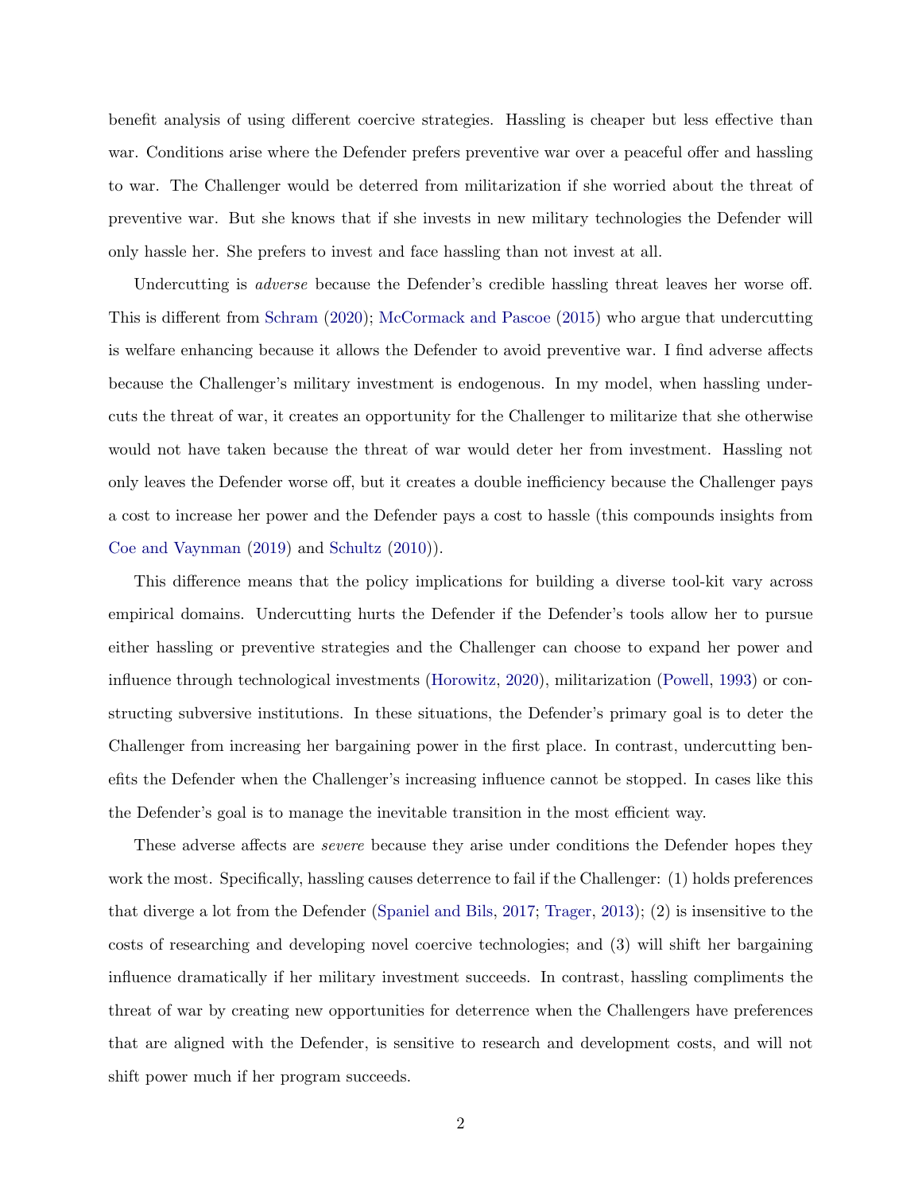benefit analysis of using different coercive strategies. Hassling is cheaper but less effective than war. Conditions arise where the Defender prefers preventive war over a peaceful offer and hassling to war. The Challenger would be deterred from militarization if she worried about the threat of preventive war. But she knows that if she invests in new military technologies the Defender will only hassle her. She prefers to invest and face hassling than not invest at all.

Undercutting is *adverse* because the Defender's credible hassling threat leaves her worse off. This is different from Schram (2020); McCormack and Pascoe (2015) who argue that undercutting is welfare enhancing because it allows the Defender to avoid preventive war. I find adverse affects because the Challenger's military investment is endogenous. In my model, when hassling undercuts the threat of war, it creates an opportunity for the Challenger to militarize that she otherwise would not have taken because the threat of war would deter her from investment. Hassling not only leaves the Defender worse off, but it creates a double inefficiency because the Challenger pays a cost to increase her power and the Defender pays a cost to hassle (this compounds insights from Coe and Vaynman (2019) and Schultz (2010)).

This difference means that the policy implications for building a diverse tool-kit vary across empirical domains. Undercutting hurts the Defender if the Defender's tools allow her to pursue either hassling or preventive strategies and the Challenger can choose to expand her power and influence through technological investments (Horowitz, 2020), militarization (Powell, 1993) or constructing subversive institutions. In these situations, the Defender's primary goal is to deter the Challenger from increasing her bargaining power in the first place. In contrast, undercutting benefits the Defender when the Challenger's increasing influence cannot be stopped. In cases like this the Defender's goal is to manage the inevitable transition in the most efficient way.

These adverse affects are *severe* because they arise under conditions the Defender hopes they work the most. Specifically, hassling causes deterrence to fail if the Challenger: (1) holds preferences that diverge a lot from the Defender (Spaniel and Bils, 2017; Trager, 2013); (2) is insensitive to the costs of researching and developing novel coercive technologies; and (3) will shift her bargaining influence dramatically if her military investment succeeds. In contrast, hassling compliments the threat of war by creating new opportunities for deterrence when the Challengers have preferences that are aligned with the Defender, is sensitive to research and development costs, and will not shift power much if her program succeeds.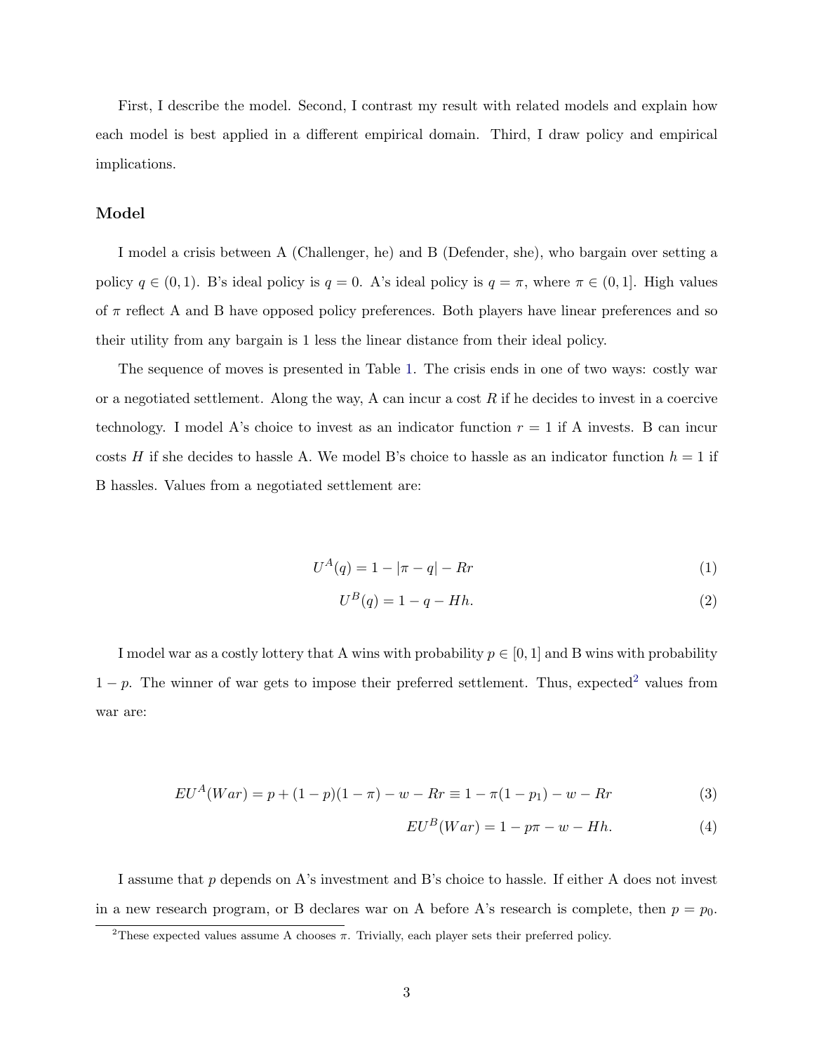First, I describe the model. Second, I contrast my result with related models and explain how each model is best applied in a different empirical domain. Third, I draw policy and empirical implications.

## Model

I model a crisis between A (Challenger, he) and B (Defender, she), who bargain over setting a policy $q \in (0, 1)$. B's ideal policy is $q = 0$. A's ideal policy is $q = \pi$, where $\pi \in (0, 1]$. High values of $\pi$ reflect A and B have opposed policy preferences. Both players have linear preferences and so their utility from any bargain is 1 less the linear distance from their ideal policy.

The sequence of moves is presented in Table 1. The crisis ends in one of two ways: costly war or a negotiated settlement. Along the way, A can incur a cost $R$ if he decides to invest in a coercive technology. I model A's choice to invest as an indicator function $r = 1$ if A invests. B can incur costs $H$ if she decides to hassle A. We model B's choice to hassle as an indicator function $h = 1$ if B hassles. Values from a negotiated settlement are:

$$U^A(q) = 1 - |\pi - q| - Rr \tag{1}$$

$$U^B(q) = 1 - q - Hh. \tag{2}$$

I model war as a costly lottery that A wins with probability $p \in [0, 1]$ and B wins with probability $1 - p$. The winner of war gets to impose their preferred settlement. Thus, expected[2] values from war are:

$$EU^A(War) = p + (1 - p)(1 - \pi) - w - Rr \equiv 1 - \pi(1 - p_1) - w - Rr \tag{3}$$

$$EU^B(War) = 1 - p\pi - w - Hh. \tag{4}$$

I assume that $p$ depends on A's investment and B's choice to hassle. If either A does not invest in a new research program, or B declares war on A before A's research is complete, then $p = p_0$.

[2]These expected values assume A chooses $\pi$. Trivially, each player sets their preferred policy.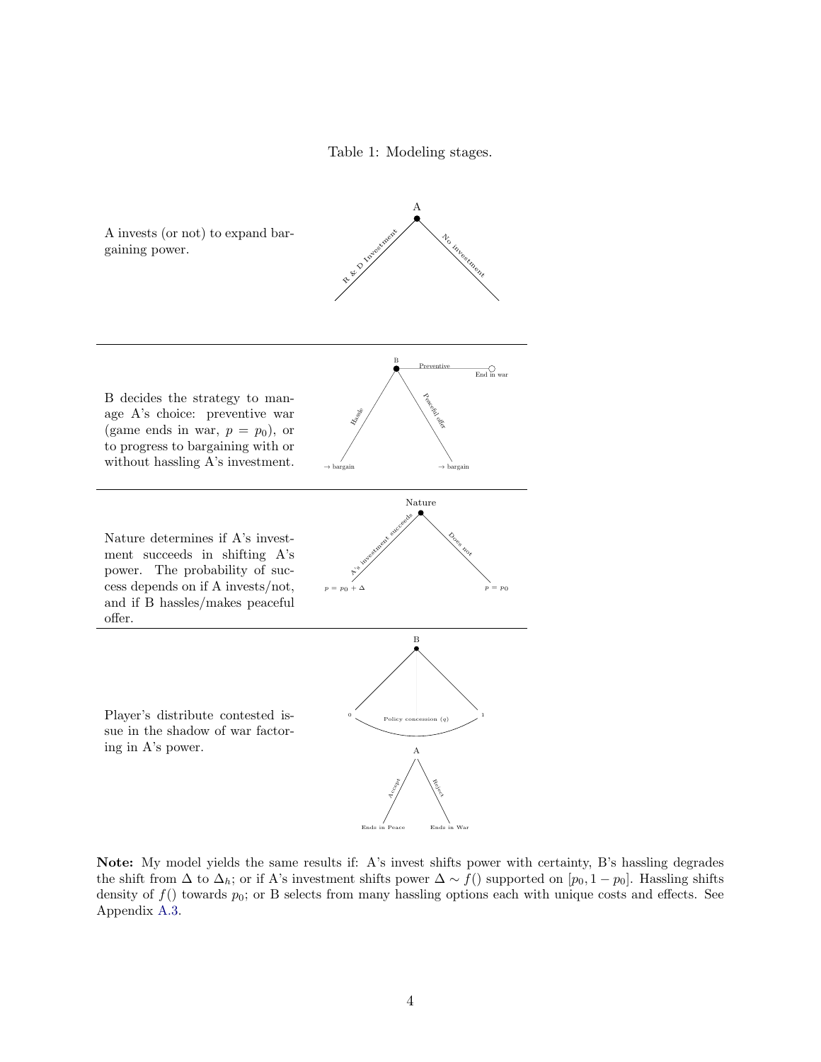Table 1: Modeling stages.

| Stage description | Game tree labels |
| --- | --- |
| A invests (or not) to expand bargaining power. | A; R & D Investment; No investment |
| B decides the strategy to manage A's choice: preventive war (game ends in war, $p = p_0$), or to progress to bargaining with or without hassling A's investment. | B; Preventive; End in war; Hassle; Peaceful offer; → bargain; → bargain |
| Nature determines if A's investment succeeds in shifting A's power. The probability of success depends on if A invests/not, and if B hassles/makes peaceful offer. | Nature; A's investment succeeds; Does not; $p = p_0 + \Delta$; $p = p_0$ |
| Player's distribute contested issue in the shadow of war factoring in A's power. | B; 0; Policy concession ($q$); 1; A; Accept; Reject; Ends in Peace; Ends in War |

**Note:** My model yields the same results if: A's invest shifts power with certainty, B's hassling degrades the shift from $\Delta$ to $\Delta_h$; or if A's investment shifts power $\Delta \sim f()$ supported on $[p_0, 1 - p_0]$. Hassling shifts density of $f()$ towards $p_0$; or B selects from many hassling options each with unique costs and effects. See Appendix A.3.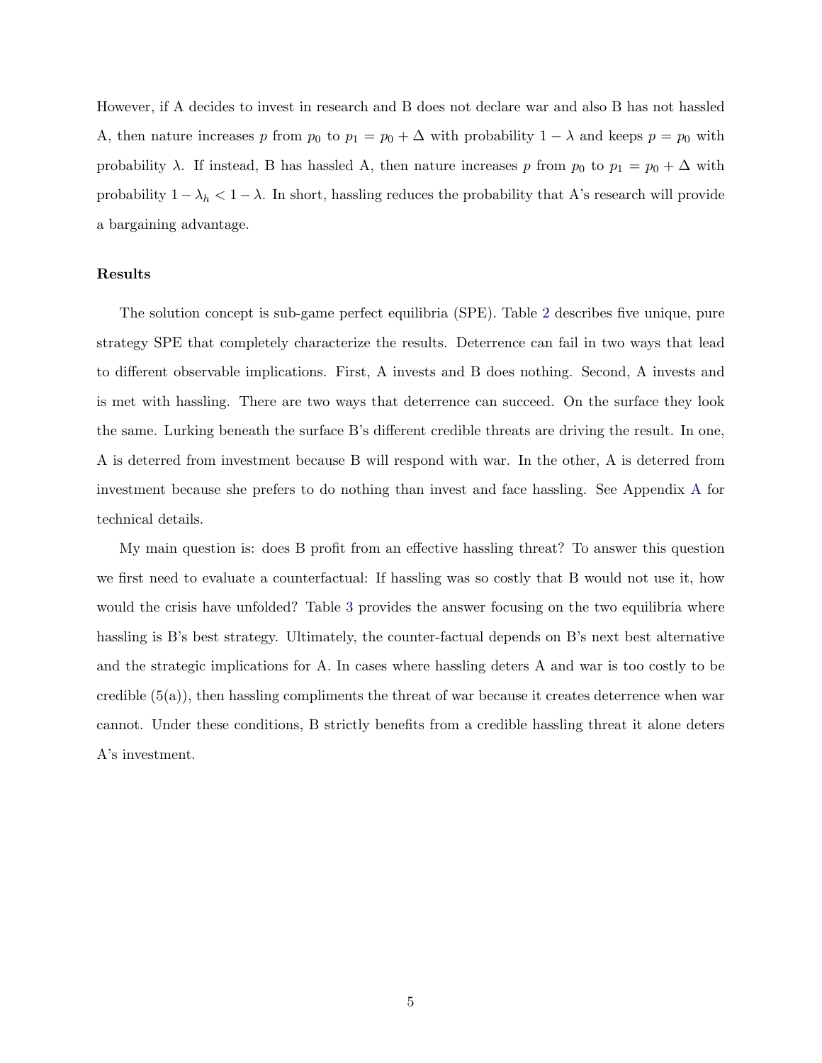However, if A decides to invest in research and B does not declare war and also B has not hassled A, then nature increases $p$ from $p_0$ to $p_1 = p_0 + \Delta$ with probability $1 - \lambda$ and keeps $p = p_0$ with probability $\lambda$. If instead, B has hassled A, then nature increases $p$ from $p_0$ to $p_1 = p_0 + \Delta$ with probability $1 - \lambda_h < 1 - \lambda$. In short, hassling reduces the probability that A's research will provide a bargaining advantage.

**Results**

The solution concept is sub-game perfect equilibria (SPE). Table 2 describes five unique, pure strategy SPE that completely characterize the results. Deterrence can fail in two ways that lead to different observable implications. First, A invests and B does nothing. Second, A invests and is met with hassling. There are two ways that deterrence can succeed. On the surface they look the same. Lurking beneath the surface B's different credible threats are driving the result. In one, A is deterred from investment because B will respond with war. In the other, A is deterred from investment because she prefers to do nothing than invest and face hassling. See Appendix A for technical details.

My main question is: does B profit from an effective hassling threat? To answer this question we first need to evaluate a counterfactual: If hassling was so costly that B would not use it, how would the crisis have unfolded? Table 3 provides the answer focusing on the two equilibria where hassling is B's best strategy. Ultimately, the counter-factual depends on B's next best alternative and the strategic implications for A. In cases where hassling deters A and war is too costly to be credible (5(a)), then hassling compliments the threat of war because it creates deterrence when war cannot. Under these conditions, B strictly benefits from a credible hassling threat it alone deters A's investment.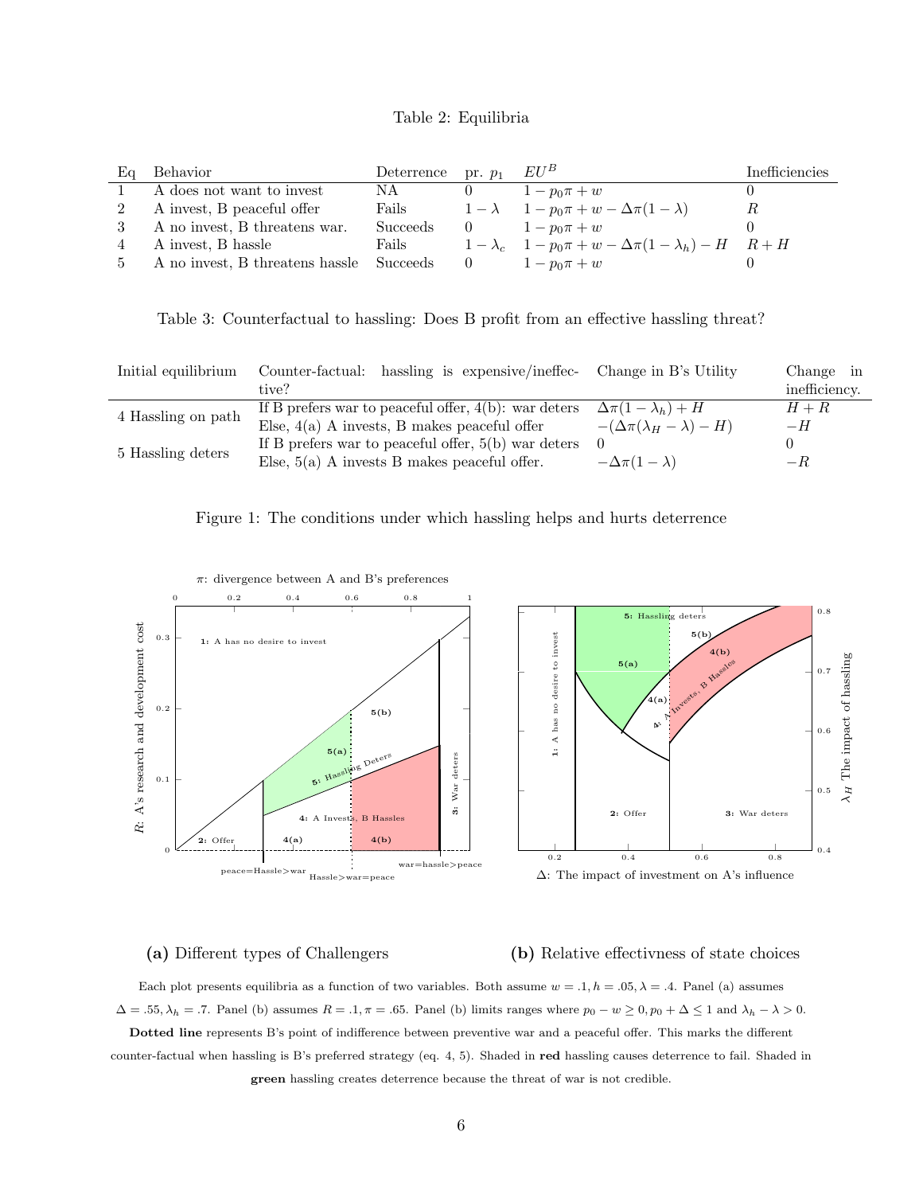Table 2: Equilibria

| Eq | Behavior | Deterrence | pr. $p_1$ | $EU^B$ | Inefficiencies |
|---|---|---|---|---|---|
| 1 | A does not want to invest | NA | 0 | $1 - p_0\pi + w$ | 0 |
| 2 | A invest, B peaceful offer | Fails | $1 - \lambda$ | $1 - p_0\pi + w - \Delta\pi(1 - \lambda)$ | $R$ |
| 3 | A no invest, B threatens war. | Succeeds | 0 | $1 - p_0\pi + w$ | 0 |
| 4 | A invest, B hassle | Fails | $1 - \lambda_c$ | $1 - p_0\pi + w - \Delta\pi(1 - \lambda_h) - H$ | $R + H$ |
| 5 | A no invest, B threatens hassle | Succeeds | 0 | $1 - p_0\pi + w$ | 0 |

Table 3: Counterfactual to hassling: Does B profit from an effective hassling threat?

| Initial equilibrium | Counter-factual: hassling is expensive/ineffective? | Change in B's Utility | Change in inefficiency. |
|---|---|---|---|
| 4 Hassling on path | If B prefers war to peaceful offer, 4(b): war deters | $\Delta\pi(1 - \lambda_h) + H$ | $H + R$ |
| | Else, 4(a) A invests, B makes peaceful offer | $-(\Delta\pi(\lambda_H - \lambda) - H)$ | $-H$ |
| 5 Hassling deters | If B prefers war to peaceful offer, 5(b) war deters | 0 | 0 |
| | Else, 5(a) A invests B makes peaceful offer. | $-\Delta\pi(1 - \lambda)$ | $-R$ |

Figure 1: The conditions under which hassling helps and hurts deterrence

**(a)** Different types of Challengers

**(b)** Relative effectivness of state choices

Each plot presents equilibria as a function of two variables. Both assume $w = .1, h = .05, \lambda = .4$. Panel (a) assumes $\Delta = .55, \lambda_h = .7$. Panel (b) assumes $R = .1, \pi = .65$. Panel (b) limits ranges where $p_0 - w \geq 0, p_0 + \Delta \leq 1$ and $\lambda_h - \lambda > 0$. **Dotted line** represents B's point of indifference between preventive war and a peaceful offer. This marks the different counter-factual when hassling is B's preferred strategy (eq. 4, 5). Shaded in **red** hassling causes deterrence to fail. Shaded in **green** hassling creates deterrence because the threat of war is not credible.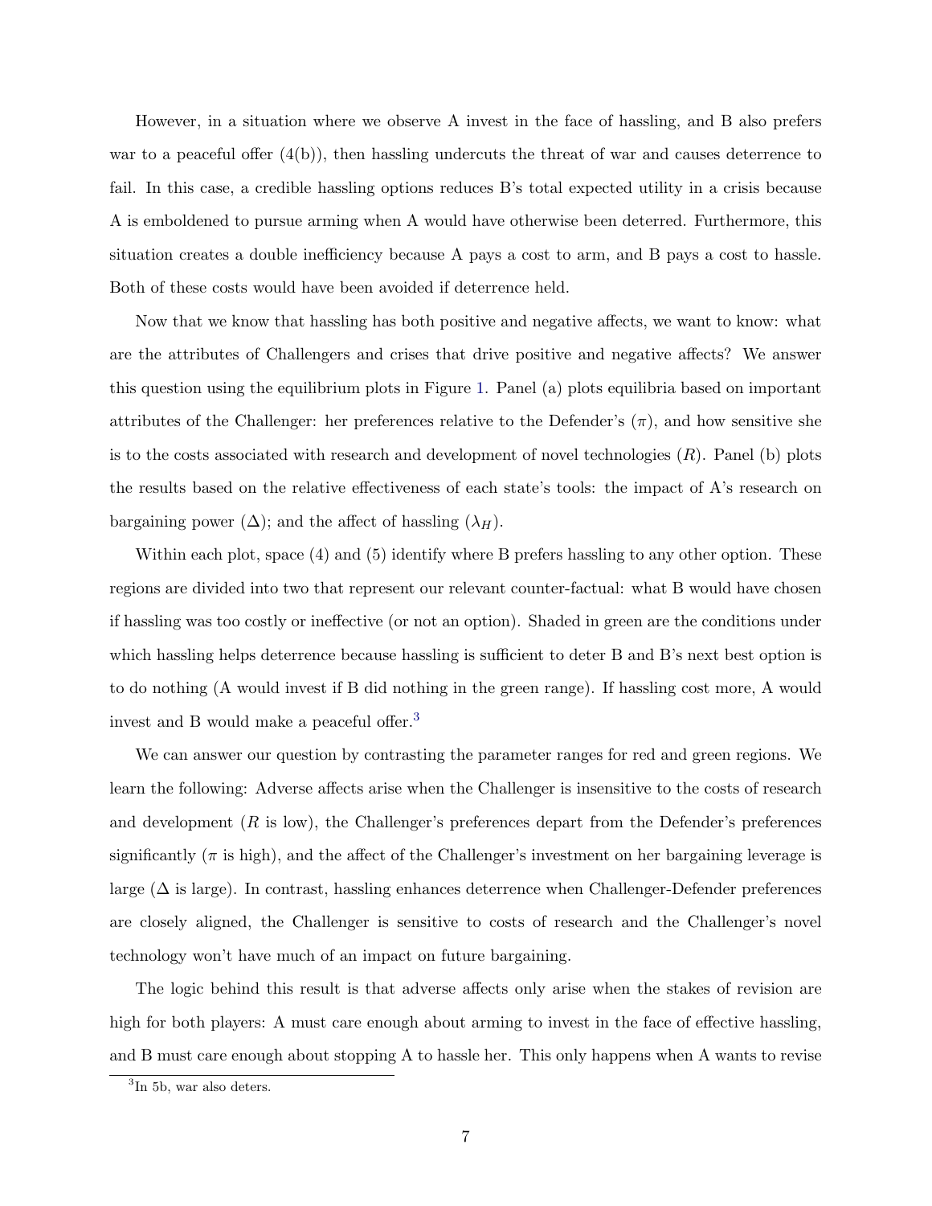However, in a situation where we observe A invest in the face of hassling, and B also prefers war to a peaceful offer (4(b)), then hassling undercuts the threat of war and causes deterrence to fail. In this case, a credible hassling options reduces B's total expected utility in a crisis because A is emboldened to pursue arming when A would have otherwise been deterred. Furthermore, this situation creates a double inefficiency because A pays a cost to arm, and B pays a cost to hassle. Both of these costs would have been avoided if deterrence held.

Now that we know that hassling has both positive and negative affects, we want to know: what are the attributes of Challengers and crises that drive positive and negative affects? We answer this question using the equilibrium plots in Figure 1. Panel (a) plots equilibria based on important attributes of the Challenger: her preferences relative to the Defender's ($\pi$), and how sensitive she is to the costs associated with research and development of novel technologies ($R$). Panel (b) plots the results based on the relative effectiveness of each state's tools: the impact of A's research on bargaining power ($\Delta$); and the affect of hassling ($\lambda_H$).

Within each plot, space (4) and (5) identify where B prefers hassling to any other option. These regions are divided into two that represent our relevant counter-factual: what B would have chosen if hassling was too costly or ineffective (or not an option). Shaded in green are the conditions under which hassling helps deterrence because hassling is sufficient to deter B and B's next best option is to do nothing (A would invest if B did nothing in the green range). If hassling cost more, A would invest and B would make a peaceful offer.[3]

We can answer our question by contrasting the parameter ranges for red and green regions. We learn the following: Adverse affects arise when the Challenger is insensitive to the costs of research and development ($R$ is low), the Challenger's preferences depart from the Defender's preferences significantly ($\pi$ is high), and the affect of the Challenger's investment on her bargaining leverage is large ($\Delta$ is large). In contrast, hassling enhances deterrence when Challenger-Defender preferences are closely aligned, the Challenger is sensitive to costs of research and the Challenger's novel technology won't have much of an impact on future bargaining.

The logic behind this result is that adverse affects only arise when the stakes of revision are high for both players: A must care enough about arming to invest in the face of effective hassling, and B must care enough about stopping A to hassle her. This only happens when A wants to revise

[3] In 5b, war also deters.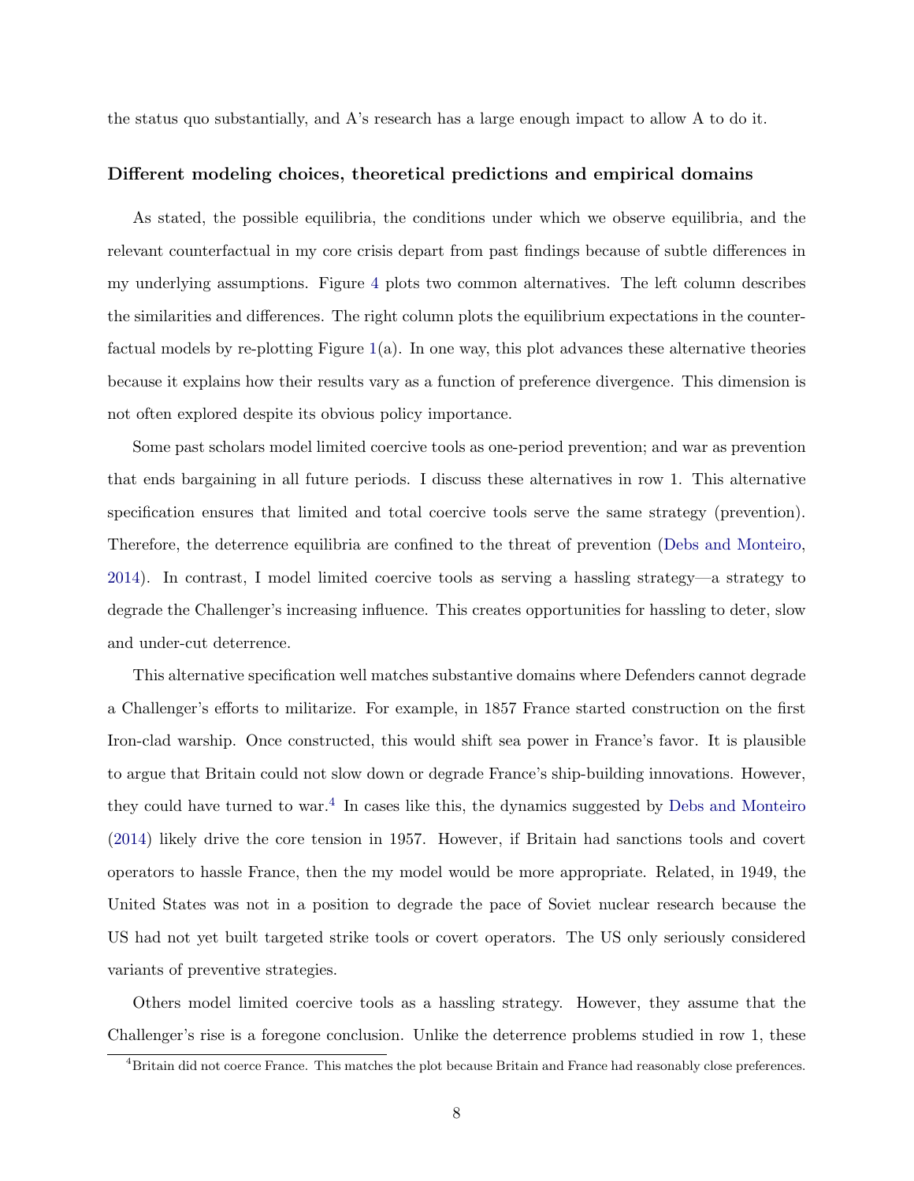the status quo substantially, and A's research has a large enough impact to allow A to do it.

### Different modeling choices, theoretical predictions and empirical domains

As stated, the possible equilibria, the conditions under which we observe equilibria, and the relevant counterfactual in my core crisis depart from past findings because of subtle differences in my underlying assumptions. Figure 4 plots two common alternatives. The left column describes the similarities and differences. The right column plots the equilibrium expectations in the counterfactual models by re-plotting Figure 1(a). In one way, this plot advances these alternative theories because it explains how their results vary as a function of preference divergence. This dimension is not often explored despite its obvious policy importance.

Some past scholars model limited coercive tools as one-period prevention; and war as prevention that ends bargaining in all future periods. I discuss these alternatives in row 1. This alternative specification ensures that limited and total coercive tools serve the same strategy (prevention). Therefore, the deterrence equilibria are confined to the threat of prevention (Debs and Monteiro, 2014). In contrast, I model limited coercive tools as serving a hassling strategy—a strategy to degrade the Challenger's increasing influence. This creates opportunities for hassling to deter, slow and under-cut deterrence.

This alternative specification well matches substantive domains where Defenders cannot degrade a Challenger's efforts to militarize. For example, in 1857 France started construction on the first Iron-clad warship. Once constructed, this would shift sea power in France's favor. It is plausible to argue that Britain could not slow down or degrade France's ship-building innovations. However, they could have turned to war.[4] In cases like this, the dynamics suggested by Debs and Monteiro (2014) likely drive the core tension in 1957. However, if Britain had sanctions tools and covert operators to hassle France, then the my model would be more appropriate. Related, in 1949, the United States was not in a position to degrade the pace of Soviet nuclear research because the US had not yet built targeted strike tools or covert operators. The US only seriously considered variants of preventive strategies.

Others model limited coercive tools as a hassling strategy. However, they assume that the Challenger's rise is a foregone conclusion. Unlike the deterrence problems studied in row 1, these

[4] Britain did not coerce France. This matches the plot because Britain and France had reasonably close preferences.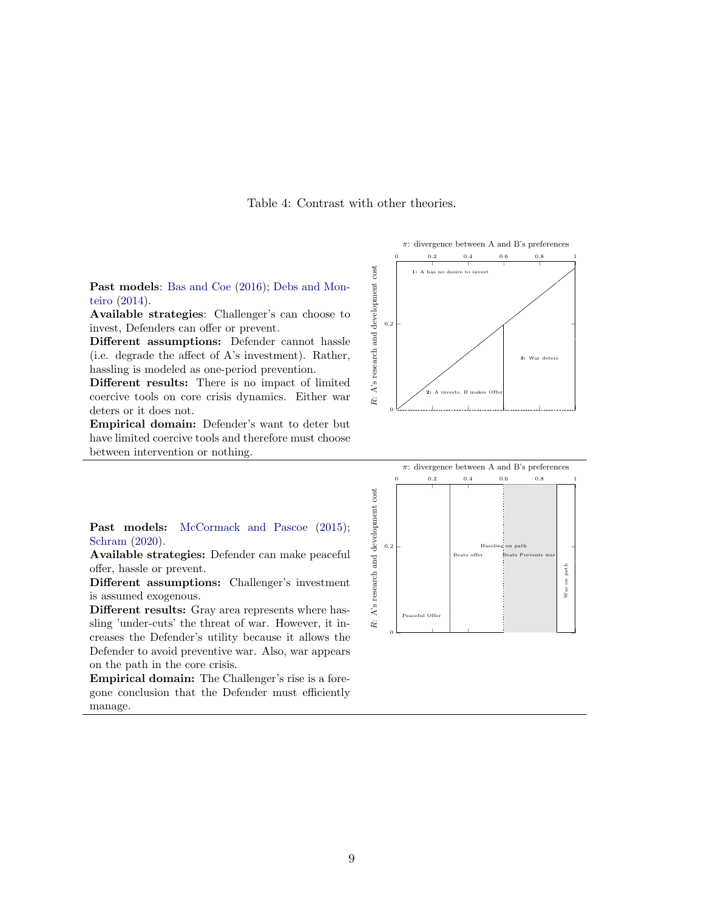Table 4: Contrast with other theories.

**Past models**: Bas and Coe (2016); Debs and Monteiro (2014).
**Available strategies**: Challenger's can choose to invest, Defenders can offer or prevent.
**Different assumptions:** Defender cannot hassle (i.e. degrade the affect of A's investment). Rather, hassling is modeled as one-period prevention.
**Different results:** There is no impact of limited coercive tools on core crisis dynamics. Either war deters or it does not.
**Empirical domain:** Defender's want to deter but have limited coercive tools and therefore must choose between intervention or nothing.

$\pi$: divergence between A and B's preferences

$R$: A's research and development cost

**1:** A has no desire to invest

**2:** A invests, B makes Offer

**3:** War deters

---

**Past models:** McCormack and Pascoe (2015); Schram (2020).
**Available strategies:** Defender can make peaceful offer, hassle or prevent.
**Different assumptions:** Challenger's investment is assumed exogenous.
**Different results:** Gray area represents where hassling 'under-cuts' the threat of war. However, it increases the Defender's utility because it allows the Defender to avoid preventive war. Also, war appears on the path in the core crisis.
**Empirical domain:** The Challenger's rise is a foregone conclusion that the Defender must efficiently manage.

$\pi$: divergence between A and B's preferences

$R$: A's research and development cost

Peaceful Offer

Beats offer

Hassling on path

Beats Prevents war

War on path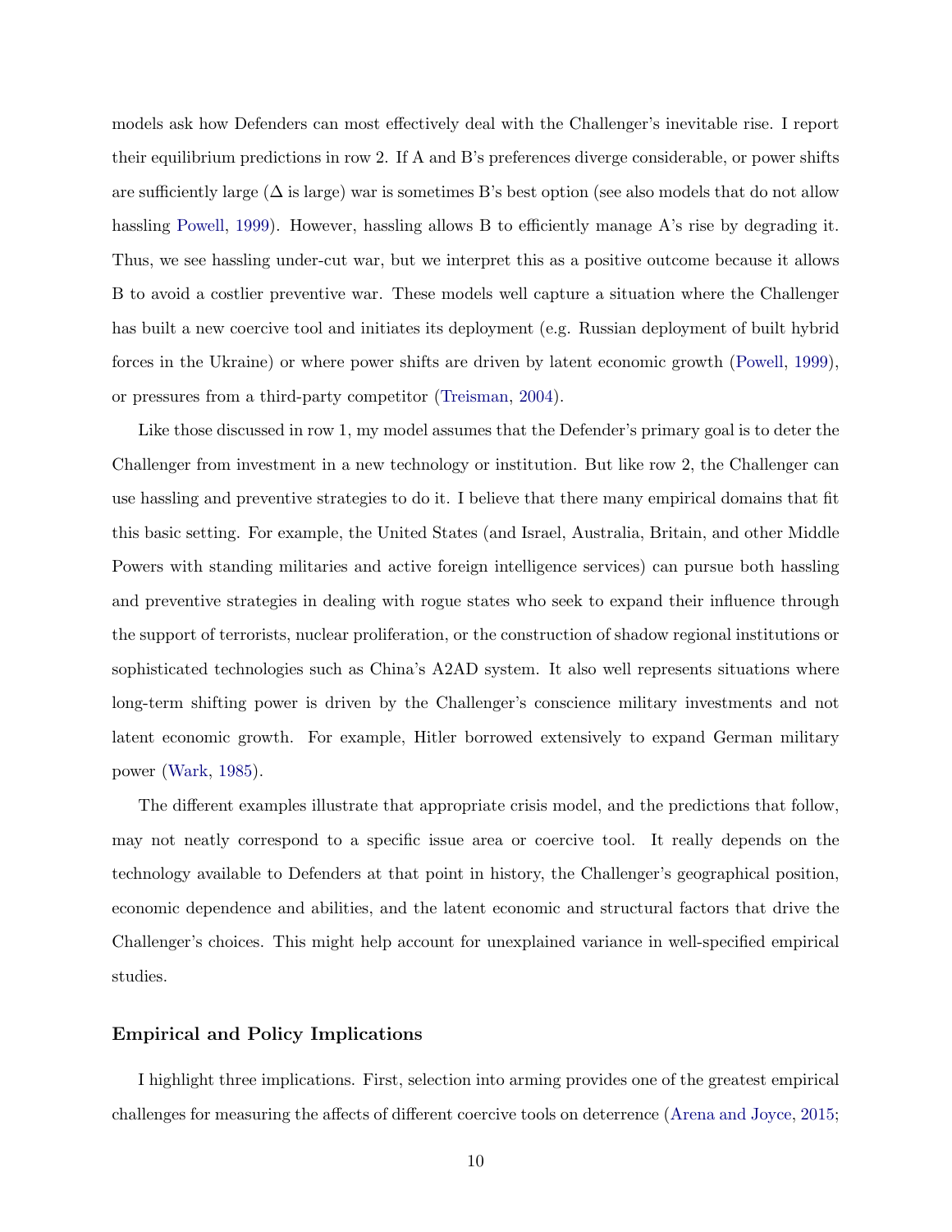models ask how Defenders can most effectively deal with the Challenger's inevitable rise. I report their equilibrium predictions in row 2. If A and B's preferences diverge considerable, or power shifts are sufficiently large ($\Delta$ is large) war is sometimes B's best option (see also models that do not allow hassling Powell, 1999). However, hassling allows B to efficiently manage A's rise by degrading it. Thus, we see hassling under-cut war, but we interpret this as a positive outcome because it allows B to avoid a costlier preventive war. These models well capture a situation where the Challenger has built a new coercive tool and initiates its deployment (e.g. Russian deployment of built hybrid forces in the Ukraine) or where power shifts are driven by latent economic growth (Powell, 1999), or pressures from a third-party competitor (Treisman, 2004).

Like those discussed in row 1, my model assumes that the Defender's primary goal is to deter the Challenger from investment in a new technology or institution. But like row 2, the Challenger can use hassling and preventive strategies to do it. I believe that there many empirical domains that fit this basic setting. For example, the United States (and Israel, Australia, Britain, and other Middle Powers with standing militaries and active foreign intelligence services) can pursue both hassling and preventive strategies in dealing with rogue states who seek to expand their influence through the support of terrorists, nuclear proliferation, or the construction of shadow regional institutions or sophisticated technologies such as China's A2AD system. It also well represents situations where long-term shifting power is driven by the Challenger's conscience military investments and not latent economic growth. For example, Hitler borrowed extensively to expand German military power (Wark, 1985).

The different examples illustrate that appropriate crisis model, and the predictions that follow, may not neatly correspond to a specific issue area or coercive tool. It really depends on the technology available to Defenders at that point in history, the Challenger's geographical position, economic dependence and abilities, and the latent economic and structural factors that drive the Challenger's choices. This might help account for unexplained variance in well-specified empirical studies.

### Empirical and Policy Implications

I highlight three implications. First, selection into arming provides one of the greatest empirical challenges for measuring the affects of different coercive tools on deterrence (Arena and Joyce, 2015;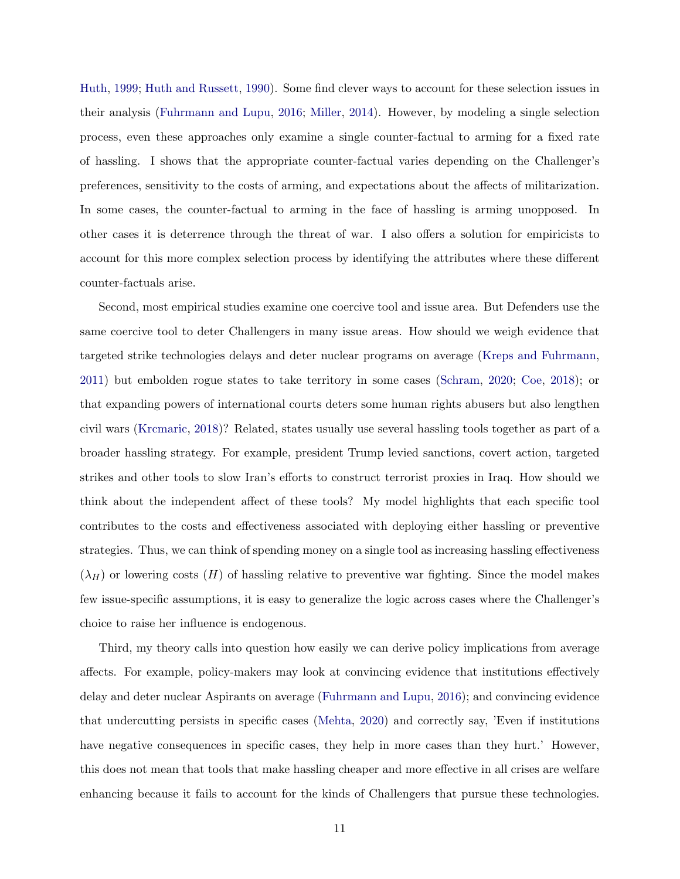Huth, 1999; Huth and Russett, 1990). Some find clever ways to account for these selection issues in their analysis (Fuhrmann and Lupu, 2016; Miller, 2014). However, by modeling a single selection process, even these approaches only examine a single counter-factual to arming for a fixed rate of hassling. I shows that the appropriate counter-factual varies depending on the Challenger's preferences, sensitivity to the costs of arming, and expectations about the affects of militarization. In some cases, the counter-factual to arming in the face of hassling is arming unopposed. In other cases it is deterrence through the threat of war. I also offers a solution for empiricists to account for this more complex selection process by identifying the attributes where these different counter-factuals arise.

Second, most empirical studies examine one coercive tool and issue area. But Defenders use the same coercive tool to deter Challengers in many issue areas. How should we weigh evidence that targeted strike technologies delays and deter nuclear programs on average (Kreps and Fuhrmann, 2011) but embolden rogue states to take territory in some cases (Schram, 2020; Coe, 2018); or that expanding powers of international courts deters some human rights abusers but also lengthen civil wars (Krcmaric, 2018)? Related, states usually use several hassling tools together as part of a broader hassling strategy. For example, president Trump levied sanctions, covert action, targeted strikes and other tools to slow Iran's efforts to construct terrorist proxies in Iraq. How should we think about the independent affect of these tools? My model highlights that each specific tool contributes to the costs and effectiveness associated with deploying either hassling or preventive strategies. Thus, we can think of spending money on a single tool as increasing hassling effectiveness ($\lambda_H$) or lowering costs ($H$) of hassling relative to preventive war fighting. Since the model makes few issue-specific assumptions, it is easy to generalize the logic across cases where the Challenger's choice to raise her influence is endogenous.

Third, my theory calls into question how easily we can derive policy implications from average affects. For example, policy-makers may look at convincing evidence that institutions effectively delay and deter nuclear Aspirants on average (Fuhrmann and Lupu, 2016); and convincing evidence that undercutting persists in specific cases (Mehta, 2020) and correctly say, 'Even if institutions have negative consequences in specific cases, they help in more cases than they hurt.' However, this does not mean that tools that make hassling cheaper and more effective in all crises are welfare enhancing because it fails to account for the kinds of Challengers that pursue these technologies.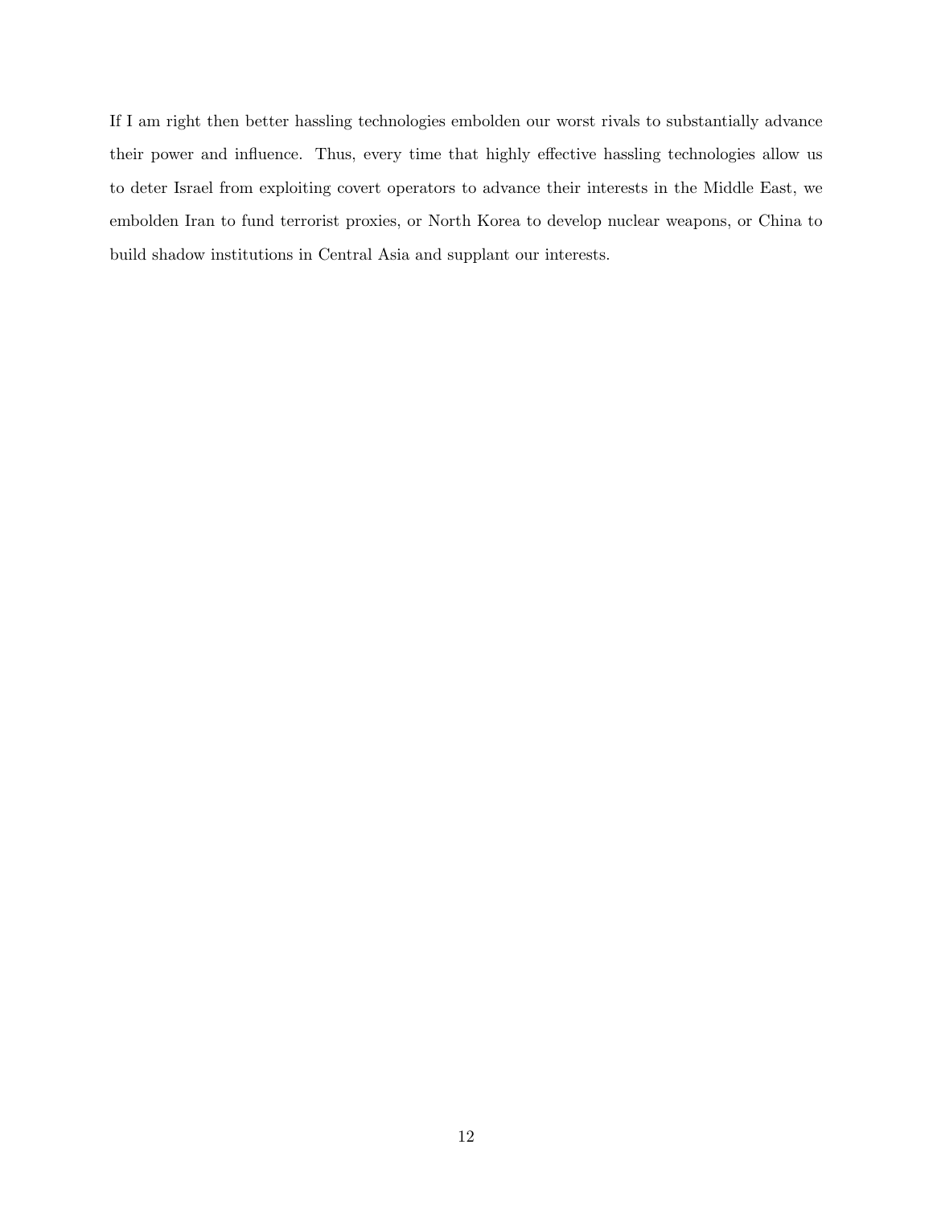If I am right then better hassling technologies embolden our worst rivals to substantially advance their power and influence. Thus, every time that highly effective hassling technologies allow us to deter Israel from exploiting covert operators to advance their interests in the Middle East, we embolden Iran to fund terrorist proxies, or North Korea to develop nuclear weapons, or China to build shadow institutions in Central Asia and supplant our interests.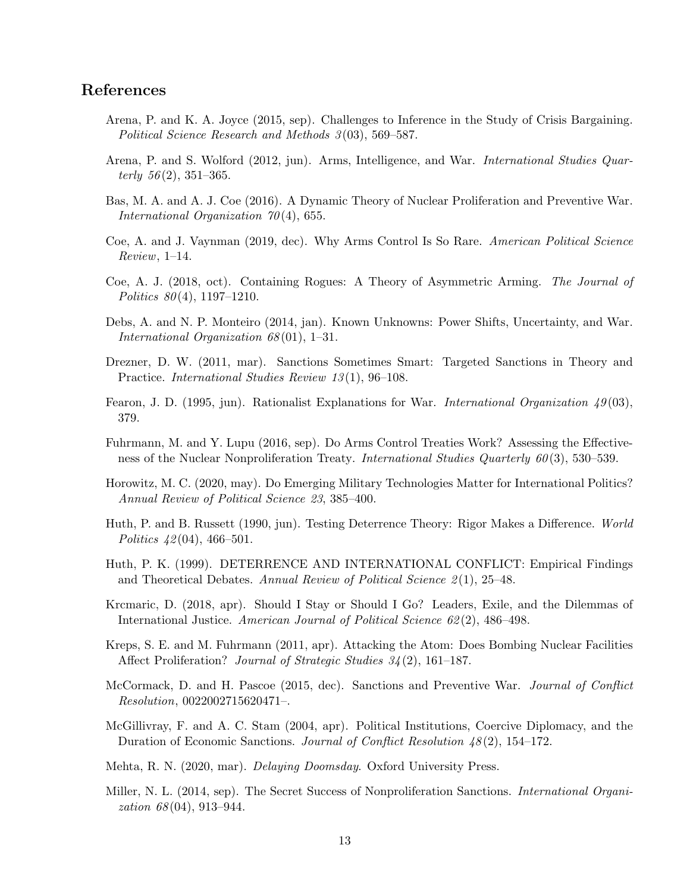## References

Arena, P. and K. A. Joyce (2015, sep). Challenges to Inference in the Study of Crisis Bargaining. *Political Science Research and Methods 3*(03), 569–587.

Arena, P. and S. Wolford (2012, jun). Arms, Intelligence, and War. *International Studies Quarterly 56*(2), 351–365.

Bas, M. A. and A. J. Coe (2016). A Dynamic Theory of Nuclear Proliferation and Preventive War. *International Organization 70*(4), 655.

Coe, A. and J. Vaynman (2019, dec). Why Arms Control Is So Rare. *American Political Science Review*, 1–14.

Coe, A. J. (2018, oct). Containing Rogues: A Theory of Asymmetric Arming. *The Journal of Politics 80*(4), 1197–1210.

Debs, A. and N. P. Monteiro (2014, jan). Known Unknowns: Power Shifts, Uncertainty, and War. *International Organization 68*(01), 1–31.

Drezner, D. W. (2011, mar). Sanctions Sometimes Smart: Targeted Sanctions in Theory and Practice. *International Studies Review 13*(1), 96–108.

Fearon, J. D. (1995, jun). Rationalist Explanations for War. *International Organization 49*(03), 379.

Fuhrmann, M. and Y. Lupu (2016, sep). Do Arms Control Treaties Work? Assessing the Effectiveness of the Nuclear Nonproliferation Treaty. *International Studies Quarterly 60*(3), 530–539.

Horowitz, M. C. (2020, may). Do Emerging Military Technologies Matter for International Politics? *Annual Review of Political Science 23*, 385–400.

Huth, P. and B. Russett (1990, jun). Testing Deterrence Theory: Rigor Makes a Difference. *World Politics 42*(04), 466–501.

Huth, P. K. (1999). DETERRENCE AND INTERNATIONAL CONFLICT: Empirical Findings and Theoretical Debates. *Annual Review of Political Science 2*(1), 25–48.

Krcmaric, D. (2018, apr). Should I Stay or Should I Go? Leaders, Exile, and the Dilemmas of International Justice. *American Journal of Political Science 62*(2), 486–498.

Kreps, S. E. and M. Fuhrmann (2011, apr). Attacking the Atom: Does Bombing Nuclear Facilities Affect Proliferation? *Journal of Strategic Studies 34*(2), 161–187.

McCormack, D. and H. Pascoe (2015, dec). Sanctions and Preventive War. *Journal of Conflict Resolution*, 0022002715620471–.

McGillivray, F. and A. C. Stam (2004, apr). Political Institutions, Coercive Diplomacy, and the Duration of Economic Sanctions. *Journal of Conflict Resolution 48*(2), 154–172.

Mehta, R. N. (2020, mar). *Delaying Doomsday*. Oxford University Press.

Miller, N. L. (2014, sep). The Secret Success of Nonproliferation Sanctions. *International Organization 68*(04), 913–944.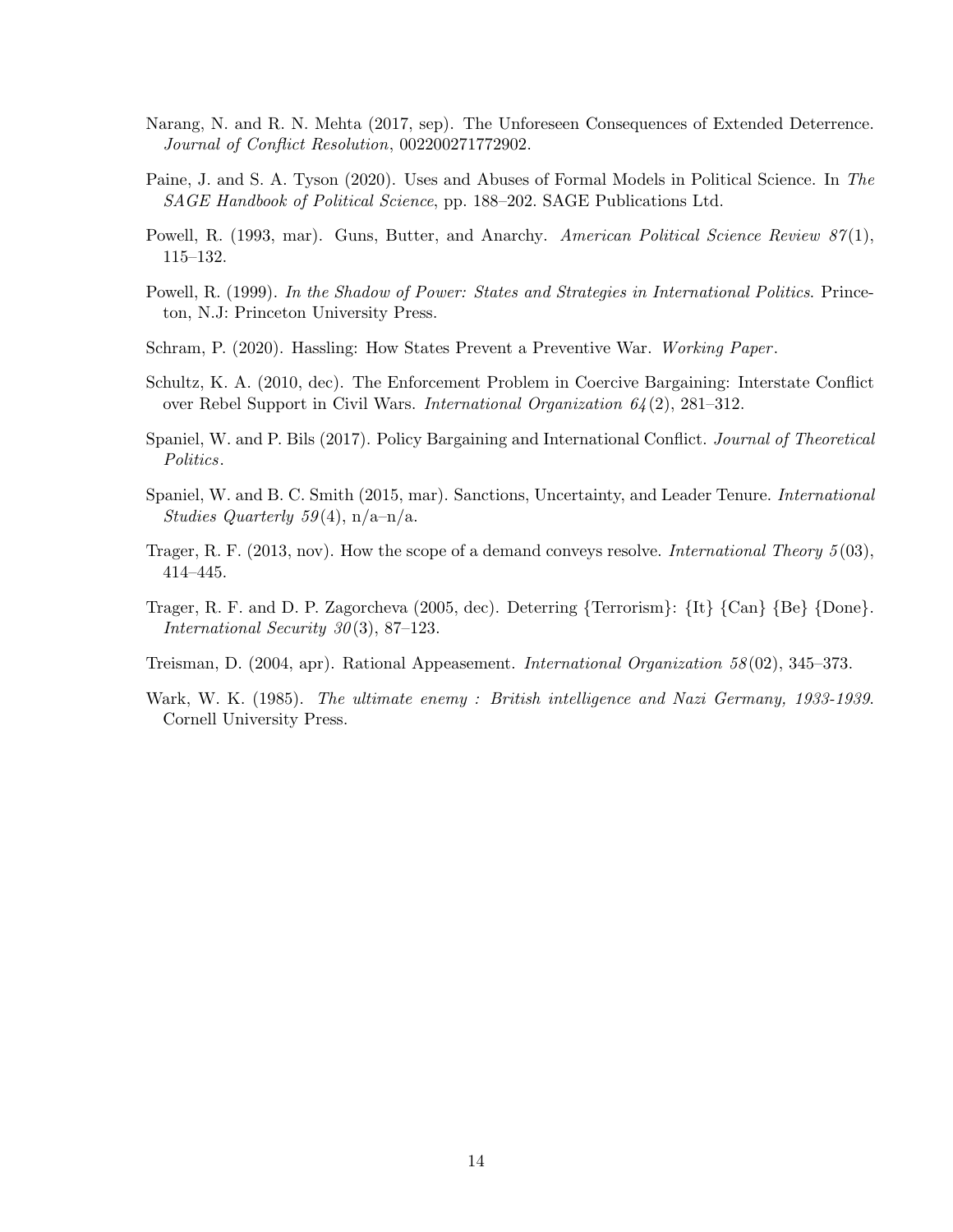Narang, N. and R. N. Mehta (2017, sep). The Unforeseen Consequences of Extended Deterrence. *Journal of Conflict Resolution*, 002200271772902.

Paine, J. and S. A. Tyson (2020). Uses and Abuses of Formal Models in Political Science. In *The SAGE Handbook of Political Science*, pp. 188–202. SAGE Publications Ltd.

Powell, R. (1993, mar). Guns, Butter, and Anarchy. *American Political Science Review 87*(1), 115–132.

Powell, R. (1999). *In the Shadow of Power: States and Strategies in International Politics*. Princeton, N.J: Princeton University Press.

Schram, P. (2020). Hassling: How States Prevent a Preventive War. *Working Paper*.

Schultz, K. A. (2010, dec). The Enforcement Problem in Coercive Bargaining: Interstate Conflict over Rebel Support in Civil Wars. *International Organization 64*(2), 281–312.

Spaniel, W. and P. Bils (2017). Policy Bargaining and International Conflict. *Journal of Theoretical Politics*.

Spaniel, W. and B. C. Smith (2015, mar). Sanctions, Uncertainty, and Leader Tenure. *International Studies Quarterly 59*(4), n/a–n/a.

Trager, R. F. (2013, nov). How the scope of a demand conveys resolve. *International Theory 5*(03), 414–445.

Trager, R. F. and D. P. Zagorcheva (2005, dec). Deterring {Terrorism}: {It} {Can} {Be} {Done}. *International Security 30*(3), 87–123.

Treisman, D. (2004, apr). Rational Appeasement. *International Organization 58*(02), 345–373.

Wark, W. K. (1985). *The ultimate enemy : British intelligence and Nazi Germany, 1933-1939*. Cornell University Press.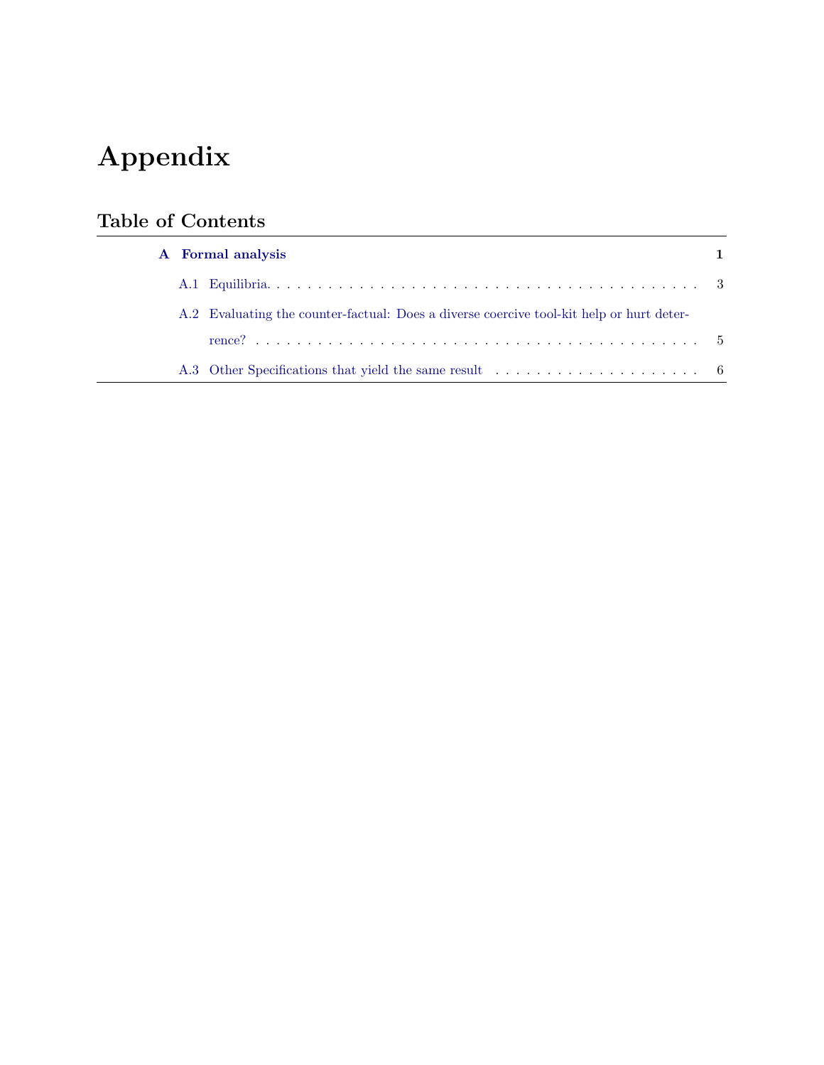# Appendix

## Table of Contents

| | |
|---|---|
| **A Formal analysis** | **1** |
| A.1 Equilibria. | 3 |
| A.2 Evaluating the counter-factual: Does a diverse coercive tool-kit help or hurt deterrence? | 5 |
| A.3 Other Specifications that yield the same result | 6 |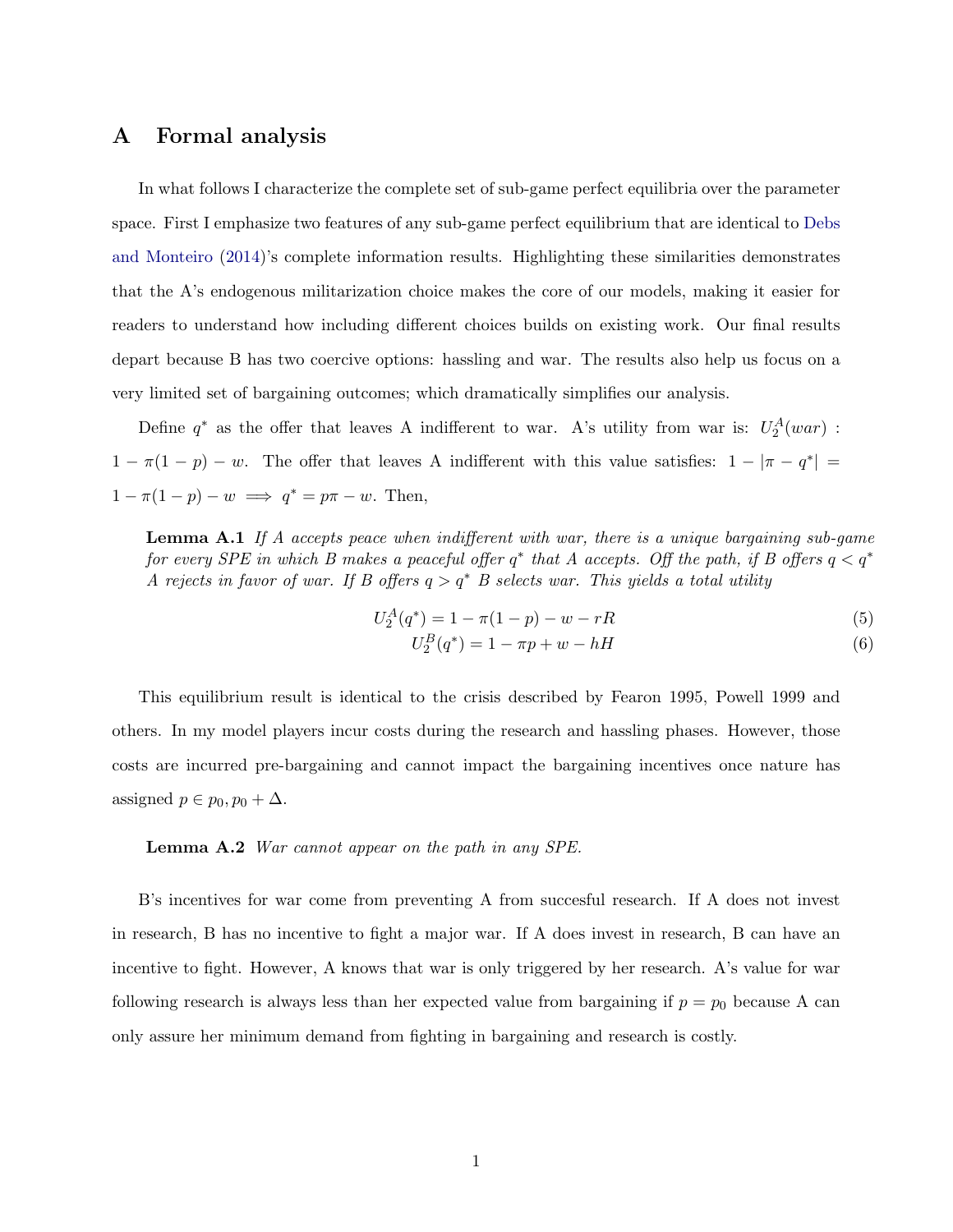# A Formal analysis

In what follows I characterize the complete set of sub-game perfect equilibria over the parameter space. First I emphasize two features of any sub-game perfect equilibrium that are identical to Debs and Monteiro (2014)'s complete information results. Highlighting these similarities demonstrates that the A's endogenous militarization choice makes the core of our models, making it easier for readers to understand how including different choices builds on existing work. Our final results depart because B has two coercive options: hassling and war. The results also help us focus on a very limited set of bargaining outcomes; which dramatically simplifies our analysis.

Define $q^*$ as the offer that leaves A indifferent to war. A's utility from war is: $U_2^A(war)$ : $1 - \pi(1-p) - w$. The offer that leaves A indifferent with this value satisfies: $1 - |\pi - q^*| = 1 - \pi(1-p) - w \implies q^* = p\pi - w$. Then,

**Lemma A.1** *If A accepts peace when indifferent with war, there is a unique bargaining sub-game for every SPE in which B makes a peaceful offer $q^*$ that A accepts. Off the path, if B offers $q < q^*$ A rejects in favor of war. If B offers $q > q^*$ B selects war. This yields a total utility*

$$U_2^A(q^*) = 1 - \pi(1-p) - w - rR \tag{5}$$

$$U_2^B(q^*) = 1 - \pi p + w - hH \tag{6}$$

This equilibrium result is identical to the crisis described by Fearon 1995, Powell 1999 and others. In my model players incur costs during the research and hassling phases. However, those costs are incurred pre-bargaining and cannot impact the bargaining incentives once nature has assigned $p \in p_0, p_0 + \Delta$.

**Lemma A.2** *War cannot appear on the path in any SPE.*

B's incentives for war come from preventing A from succesful research. If A does not invest in research, B has no incentive to fight a major war. If A does invest in research, B can have an incentive to fight. However, A knows that war is only triggered by her research. A's value for war following research is always less than her expected value from bargaining if $p = p_0$ because A can only assure her minimum demand from fighting in bargaining and research is costly.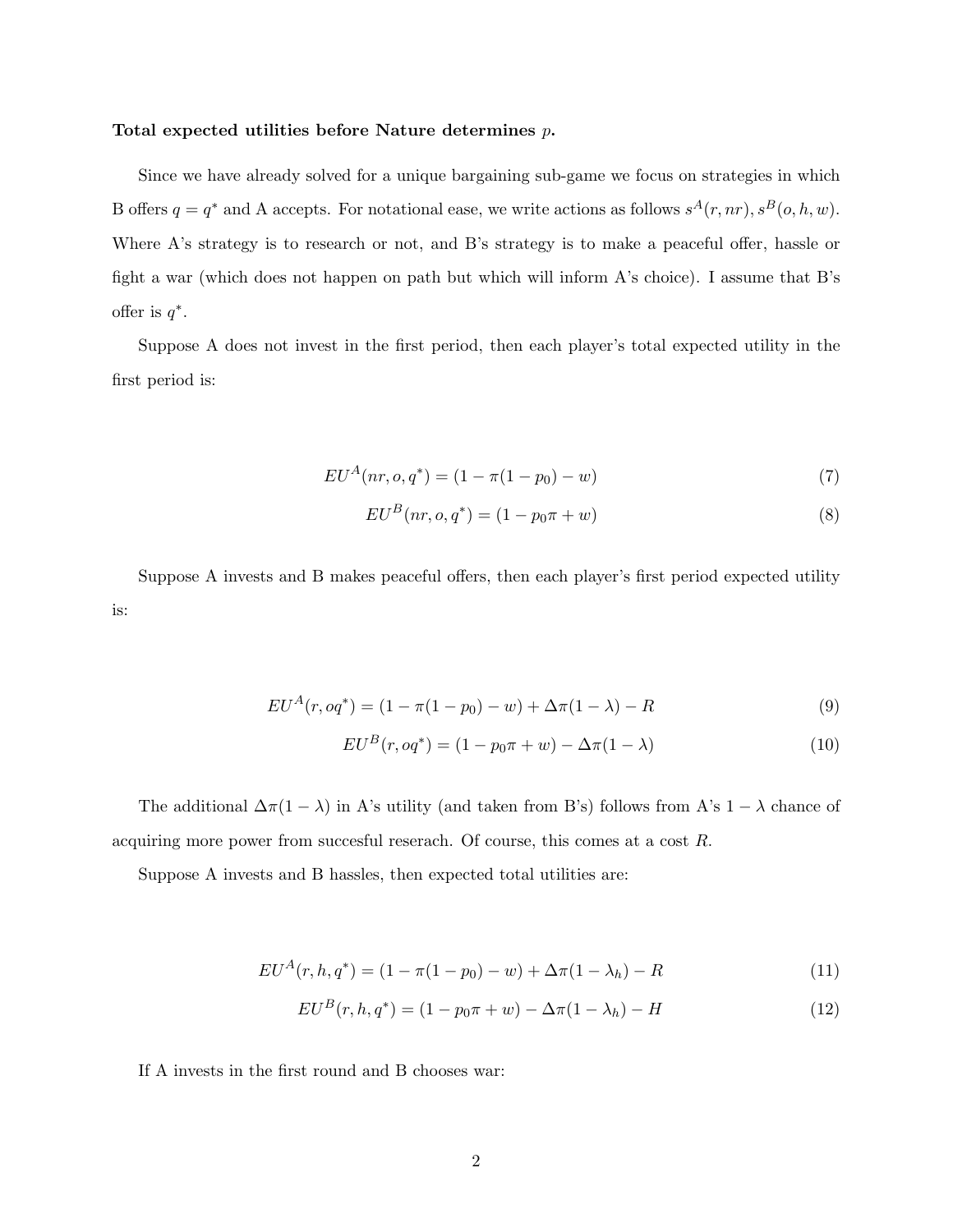**Total expected utilities before Nature determines $p$.**

Since we have already solved for a unique bargaining sub-game we focus on strategies in which B offers $q = q^*$ and A accepts. For notational ease, we write actions as follows $s^A(r, nr), s^B(o, h, w)$. Where A's strategy is to research or not, and B's strategy is to make a peaceful offer, hassle or fight a war (which does not happen on path but which will inform A's choice). I assume that B's offer is $q^*$.

Suppose A does not invest in the first period, then each player's total expected utility in the first period is:

$$EU^A(nr, o, q^*) = (1 - \pi(1 - p_0) - w) \tag{7}$$

$$EU^B(nr, o, q^*) = (1 - p_0\pi + w) \tag{8}$$

Suppose A invests and B makes peaceful offers, then each player's first period expected utility is:

$$EU^A(r, oq^*) = (1 - \pi(1 - p_0) - w) + \Delta\pi(1 - \lambda) - R \tag{9}$$

$$EU^B(r, oq^*) = (1 - p_0\pi + w) - \Delta\pi(1 - \lambda) \tag{10}$$

The additional $\Delta\pi(1 - \lambda)$ in A's utility (and taken from B's) follows from A's $1 - \lambda$ chance of acquiring more power from succesful reserach. Of course, this comes at a cost $R$.

Suppose A invests and B hassles, then expected total utilities are:

$$EU^A(r, h, q^*) = (1 - \pi(1 - p_0) - w) + \Delta\pi(1 - \lambda_h) - R \tag{11}$$

$$EU^B(r, h, q^*) = (1 - p_0\pi + w) - \Delta\pi(1 - \lambda_h) - H \tag{12}$$

If A invests in the first round and B chooses war: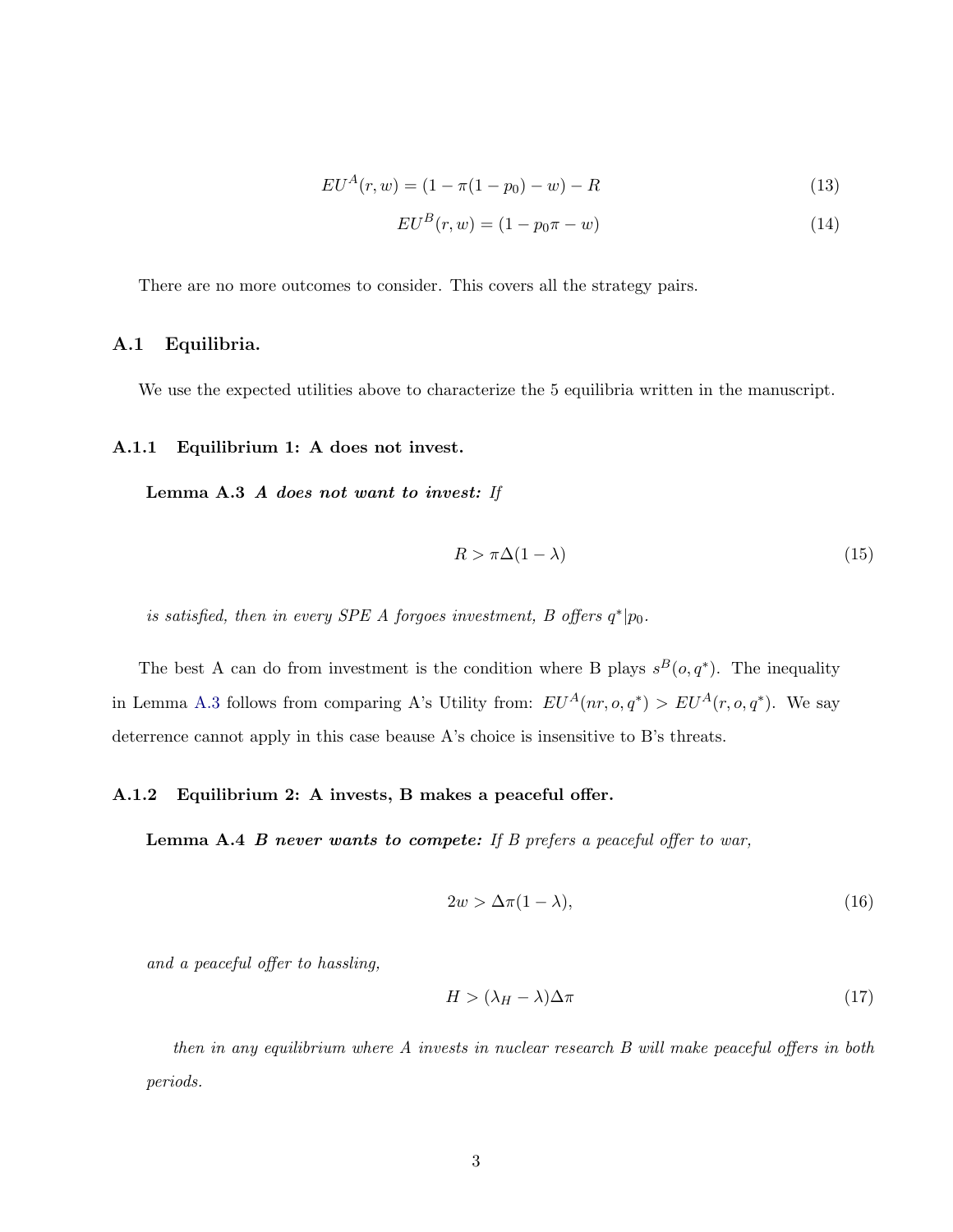$$EU^A(r, w) = (1 - \pi(1 - p_0) - w) - R \tag{13}$$

$$EU^B(r, w) = (1 - p_0\pi - w) \tag{14}$$

There are no more outcomes to consider. This covers all the strategy pairs.

## A.1 Equilibria.

We use the expected utilities above to characterize the 5 equilibria written in the manuscript.

### A.1.1 Equilibrium 1: A does not invest.

**Lemma A.3** ***A does not want to invest:*** *If*

$$R > \pi\Delta(1 - \lambda) \tag{15}$$

*is satisfied, then in every SPE A forgoes investment, B offers $q^*|p_0$.*

The best A can do from investment is the condition where B plays $s^B(o, q^*)$. The inequality in Lemma A.3 follows from comparing A's Utility from: $EU^A(nr, o, q^*) > EU^A(r, o, q^*)$. We say deterrence cannot apply in this case beause A's choice is insensitive to B's threats.

### A.1.2 Equilibrium 2: A invests, B makes a peaceful offer.

**Lemma A.4** ***B never wants to compete:*** *If B prefers a peaceful offer to war,*

$$2w > \Delta\pi(1 - \lambda), \tag{16}$$

*and a peaceful offer to hassling,*

$$H > (\lambda_H - \lambda)\Delta\pi \tag{17}$$

*then in any equilibrium where A invests in nuclear research B will make peaceful offers in both periods.*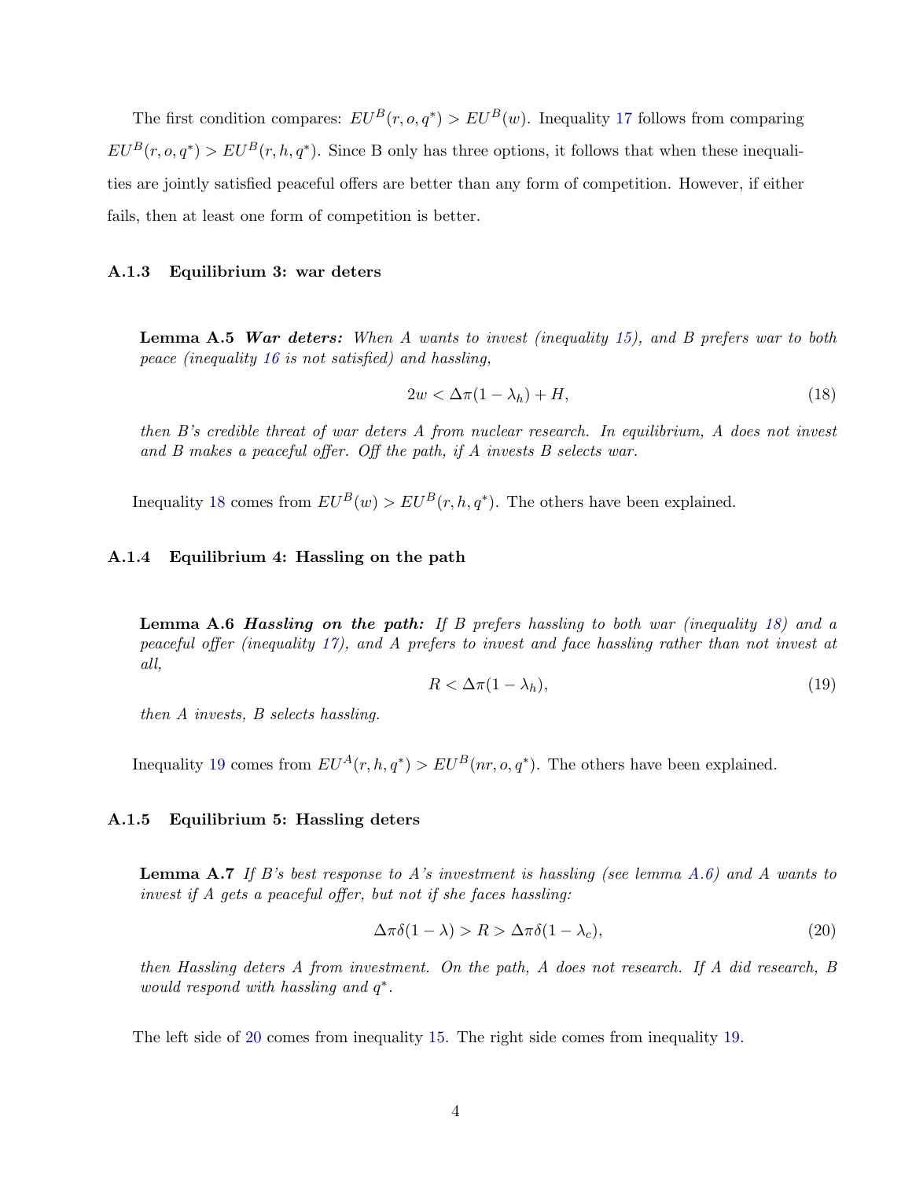The first condition compares: $EU^B(r, o, q^*) > EU^B(w)$. Inequality 17 follows from comparing $EU^B(r, o, q^*) > EU^B(r, h, q^*)$. Since B only has three options, it follows that when these inequalities are jointly satisfied peaceful offers are better than any form of competition. However, if either fails, then at least one form of competition is better.

### A.1.3 Equilibrium 3: war deters

**Lemma A.5** ***War deters:*** *When A wants to invest (inequality 15), and B prefers war to both peace (inequality 16 is not satisfied) and hassling,*

$$2w < \Delta\pi(1 - \lambda_h) + H, \tag{18}$$

*then B's credible threat of war deters A from nuclear research. In equilibrium, A does not invest and B makes a peaceful offer. Off the path, if A invests B selects war.*

Inequality 18 comes from $EU^B(w) > EU^B(r, h, q^*)$. The others have been explained.

### A.1.4 Equilibrium 4: Hassling on the path

**Lemma A.6** ***Hassling on the path:*** *If B prefers hassling to both war (inequality 18) and a peaceful offer (inequality 17), and A prefers to invest and face hassling rather than not invest at all,*

$$R < \Delta\pi(1 - \lambda_h), \tag{19}$$

*then A invests, B selects hassling.*

Inequality 19 comes from $EU^A(r, h, q^*) > EU^B(nr, o, q^*)$. The others have been explained.

### A.1.5 Equilibrium 5: Hassling deters

**Lemma A.7** *If B's best response to A's investment is hassling (see lemma A.6) and A wants to invest if A gets a peaceful offer, but not if she faces hassling:*

$$\Delta\pi\delta(1 - \lambda) > R > \Delta\pi\delta(1 - \lambda_c), \tag{20}$$

*then Hassling deters A from investment. On the path, A does not research. If A did research, B would respond with hassling and $q^*$.*

The left side of 20 comes from inequality 15. The right side comes from inequality 19.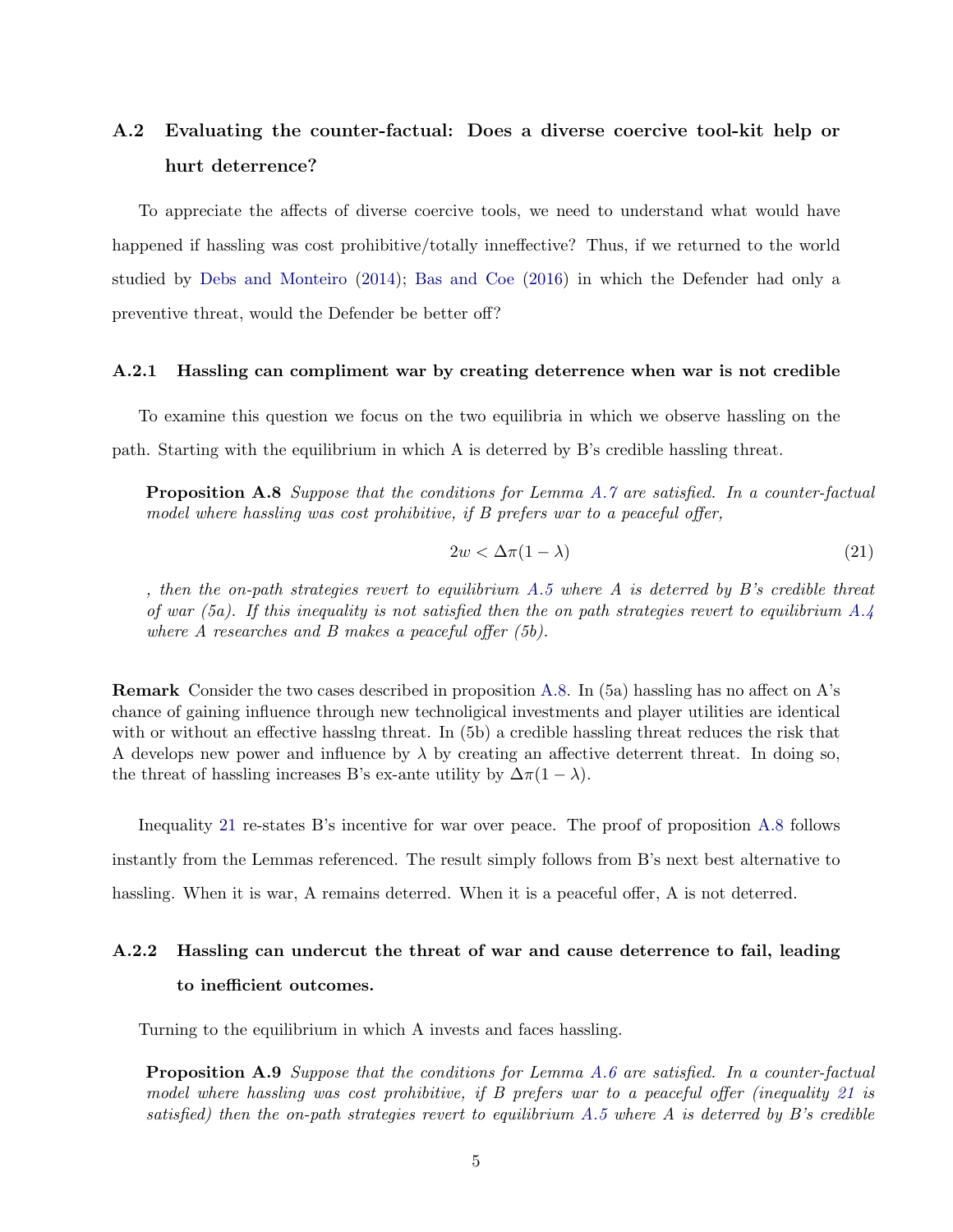## A.2 Evaluating the counter-factual: Does a diverse coercive tool-kit help or hurt deterrence?

To appreciate the affects of diverse coercive tools, we need to understand what would have happened if hassling was cost prohibitive/totally inneffective? Thus, if we returned to the world studied by Debs and Monteiro (2014); Bas and Coe (2016) in which the Defender had only a preventive threat, would the Defender be better off?

### A.2.1 Hassling can compliment war by creating deterrence when war is not credible

To examine this question we focus on the two equilibria in which we observe hassling on the path. Starting with the equilibrium in which A is deterred by B's credible hassling threat.

**Proposition A.8** *Suppose that the conditions for Lemma A.7 are satisfied. In a counter-factual model where hassling was cost prohibitive, if B prefers war to a peaceful offer,*

$$2w < \Delta\pi(1-\lambda) \tag{21}$$

*, then the on-path strategies revert to equilibrium A.5 where A is deterred by B's credible threat of war (5a). If this inequality is not satisfied then the on path strategies revert to equilibrium A.4 where A researches and B makes a peaceful offer (5b).*

**Remark** Consider the two cases described in proposition A.8. In (5a) hassling has no affect on A's chance of gaining influence through new technoligical investments and player utilities are identical with or without an effective hasslng threat. In (5b) a credible hassling threat reduces the risk that A develops new power and influence by $\lambda$ by creating an affective deterrent threat. In doing so, the threat of hassling increases B's ex-ante utility by $\Delta\pi(1-\lambda)$.

Inequality 21 re-states B's incentive for war over peace. The proof of proposition A.8 follows instantly from the Lemmas referenced. The result simply follows from B's next best alternative to hassling. When it is war, A remains deterred. When it is a peaceful offer, A is not deterred.

### A.2.2 Hassling can undercut the threat of war and cause deterrence to fail, leading to inefficient outcomes.

Turning to the equilibrium in which A invests and faces hassling.

**Proposition A.9** *Suppose that the conditions for Lemma A.6 are satisfied. In a counter-factual model where hassling was cost prohibitive, if B prefers war to a peaceful offer (inequality 21 is satisfied) then the on-path strategies revert to equilibrium A.5 where A is deterred by B's credible*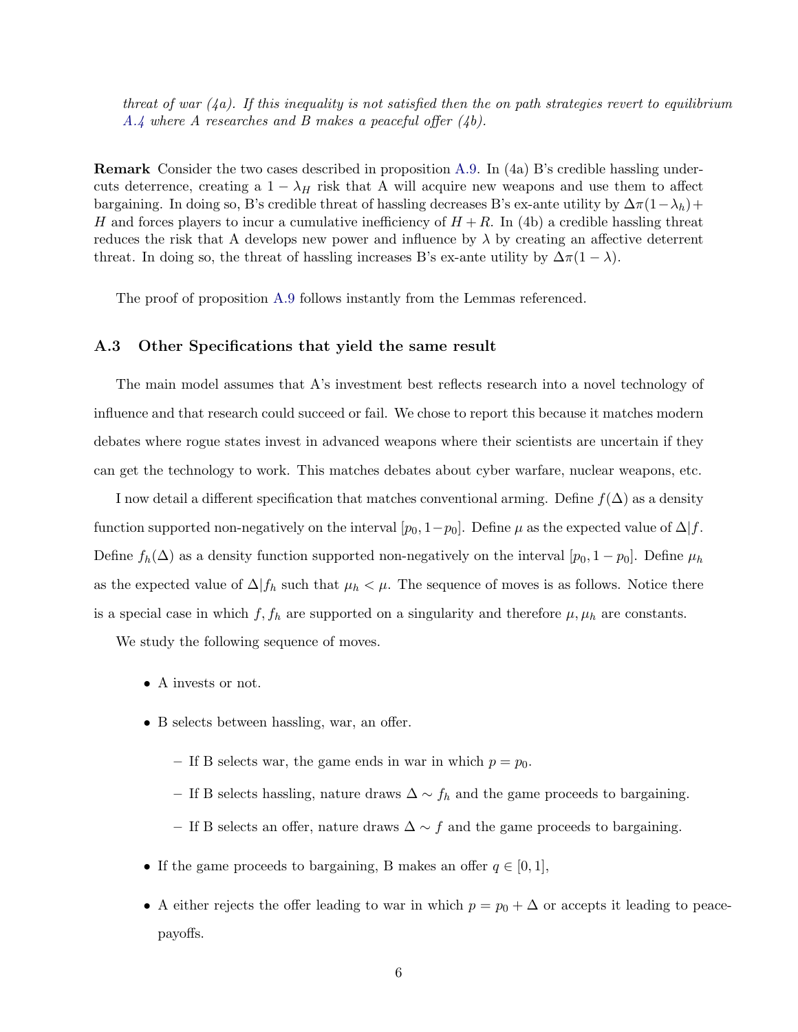*threat of war (4a). If this inequality is not satisfied then the on path strategies revert to equilibrium A.4 where A researches and B makes a peaceful offer (4b).*

**Remark** Consider the two cases described in proposition A.9. In (4a) B's credible hassling undercuts deterrence, creating a $1 - \lambda_H$ risk that A will acquire new weapons and use them to affect bargaining. In doing so, B's credible threat of hassling decreases B's ex-ante utility by $\Delta\pi(1-\lambda_h)+H$ and forces players to incur a cumulative inefficiency of $H + R$. In (4b) a credible hassling threat reduces the risk that A develops new power and influence by $\lambda$ by creating an affective deterrent threat. In doing so, the threat of hassling increases B's ex-ante utility by $\Delta\pi(1 - \lambda)$.

The proof of proposition A.9 follows instantly from the Lemmas referenced.

### A.3 Other Specifications that yield the same result

The main model assumes that A's investment best reflects research into a novel technology of influence and that research could succeed or fail. We chose to report this because it matches modern debates where rogue states invest in advanced weapons where their scientists are uncertain if they can get the technology to work. This matches debates about cyber warfare, nuclear weapons, etc.

I now detail a different specification that matches conventional arming. Define $f(\Delta)$ as a density function supported non-negatively on the interval $[p_0, 1-p_0]$. Define $\mu$ as the expected value of $\Delta|f$. Define $f_h(\Delta)$ as a density function supported non-negatively on the interval $[p_0, 1-p_0]$. Define $\mu_h$ as the expected value of $\Delta|f_h$ such that $\mu_h < \mu$. The sequence of moves is as follows. Notice there is a special case in which $f, f_h$ are supported on a singularity and therefore $\mu, \mu_h$ are constants.

We study the following sequence of moves.

- A invests or not.
- B selects between hassling, war, an offer.
  - If B selects war, the game ends in war in which $p = p_0$.
  - If B selects hassling, nature draws $\Delta \sim f_h$ and the game proceeds to bargaining.
  - If B selects an offer, nature draws $\Delta \sim f$ and the game proceeds to bargaining.
- If the game proceeds to bargaining, B makes an offer $q \in [0, 1]$,
- A either rejects the offer leading to war in which $p = p_0 + \Delta$ or accepts it leading to peace-payoffs.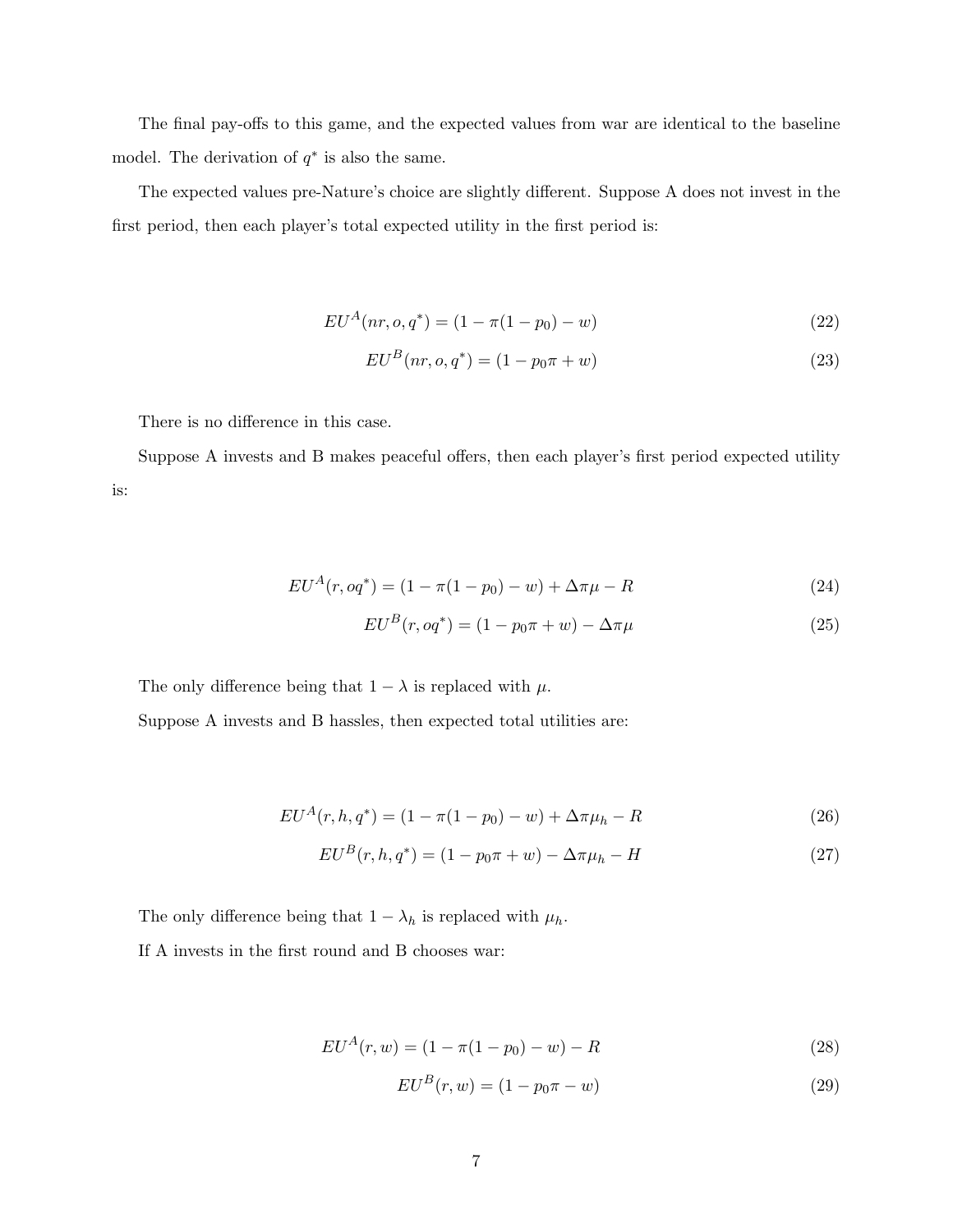The final pay-offs to this game, and the expected values from war are identical to the baseline model. The derivation of $q^*$ is also the same.

The expected values pre-Nature's choice are slightly different. Suppose A does not invest in the first period, then each player's total expected utility in the first period is:

$$EU^A(nr, o, q^*) = (1 - \pi(1 - p_0) - w) \tag{22}$$

$$EU^B(nr, o, q^*) = (1 - p_0\pi + w) \tag{23}$$

There is no difference in this case.

Suppose A invests and B makes peaceful offers, then each player's first period expected utility is:

$$EU^A(r, oq^*) = (1 - \pi(1 - p_0) - w) + \Delta\pi\mu - R \tag{24}$$

$$EU^B(r, oq^*) = (1 - p_0\pi + w) - \Delta\pi\mu \tag{25}$$

The only difference being that $1 - \lambda$ is replaced with $\mu$.

Suppose A invests and B hassles, then expected total utilities are:

$$EU^A(r, h, q^*) = (1 - \pi(1 - p_0) - w) + \Delta\pi\mu_h - R \tag{26}$$

$$EU^B(r, h, q^*) = (1 - p_0\pi + w) - \Delta\pi\mu_h - H \tag{27}$$

The only difference being that $1 - \lambda_h$ is replaced with $\mu_h$.

If A invests in the first round and B chooses war:

$$EU^A(r, w) = (1 - \pi(1 - p_0) - w) - R \tag{28}$$

$$EU^B(r, w) = (1 - p_0\pi - w) \tag{29}$$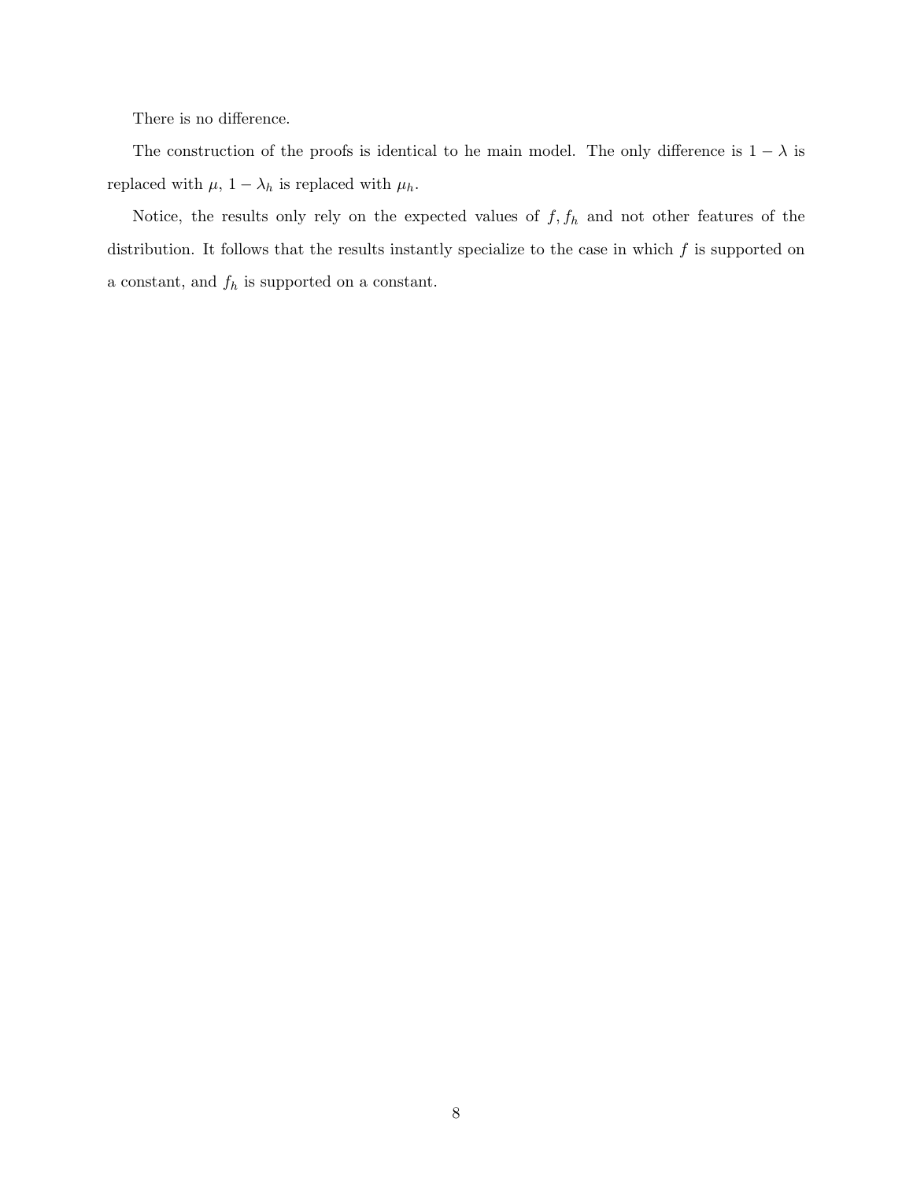There is no difference.

The construction of the proofs is identical to he main model. The only difference is $1 - \lambda$ is replaced with $\mu$, $1 - \lambda_h$ is replaced with $\mu_h$.

Notice, the results only rely on the expected values of $f, f_h$ and not other features of the distribution. It follows that the results instantly specialize to the case in which $f$ is supported on a constant, and $f_h$ is supported on a constant.